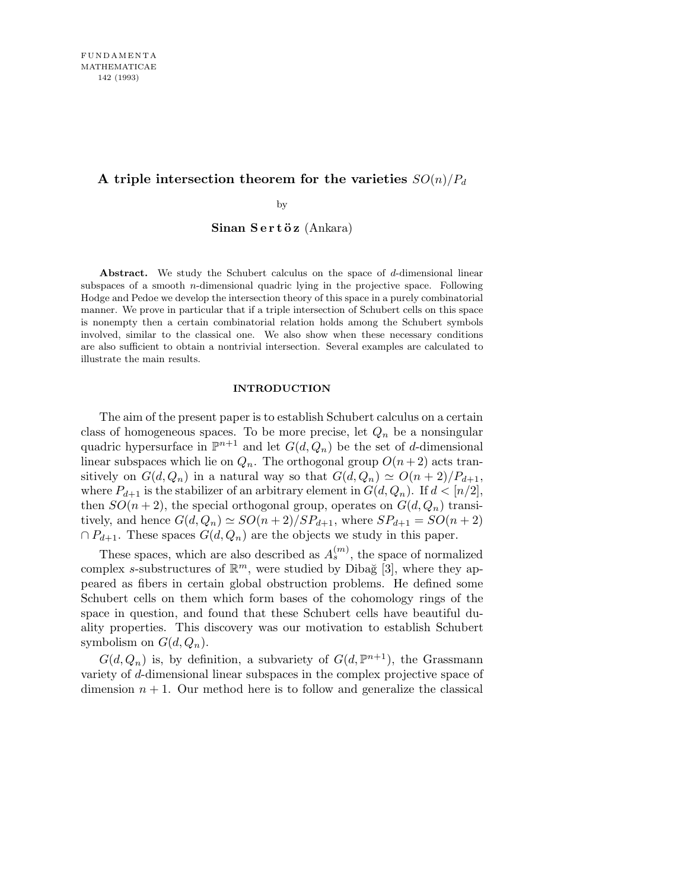# A triple intersection theorem for the varieties $SO(n)/P_d$

by

**Sinan Sertöz** (Ankara)

**Abstract.** We study the Schubert calculus on the space of $d$-dimensional linear subspaces of a smooth $n$-dimensional quadric lying in the projective space. Following Hodge and Pedoe we develop the intersection theory of this space in a purely combinatorial manner. We prove in particular that if a triple intersection of Schubert cells on this space is nonempty then a certain combinatorial relation holds among the Schubert symbols involved, similar to the classical one. We also show when these necessary conditions are also sufficient to obtain a nontrivial intersection. Several examples are calculated to illustrate the main results.

## INTRODUCTION

The aim of the present paper is to establish Schubert calculus on a certain class of homogeneous spaces. To be more precise, let $Q_n$ be a nonsingular quadric hypersurface in $\mathbb{P}^{n+1}$ and let $G(d, Q_n)$ be the set of $d$-dimensional linear subspaces which lie on $Q_n$. The orthogonal group $O(n+2)$ acts transitively on $G(d, Q_n)$ in a natural way so that $G(d, Q_n) \simeq O(n+2)/P_{d+1}$, where $P_{d+1}$ is the stabilizer of an arbitrary element in $G(d, Q_n)$. If $d < [n/2]$, then $SO(n+2)$, the special orthogonal group, operates on $G(d, Q_n)$ transitively, and hence $G(d, Q_n) \simeq SO(n+2)/SP_{d+1}$, where $SP_{d+1} = SO(n+2) \cap P_{d+1}$. These spaces $G(d, Q_n)$ are the objects we study in this paper.

These spaces, which are also described as $A_s^{(m)}$, the space of normalized complex $s$-substructures of $\mathbb{R}^m$, were studied by Dibağ [3], where they appeared as fibers in certain global obstruction problems. He defined some Schubert cells on them which form bases of the cohomology rings of the space in question, and found that these Schubert cells have beautiful duality properties. This discovery was our motivation to establish Schubert symbolism on $G(d, Q_n)$.

$G(d, Q_n)$ is, by definition, a subvariety of $G(d, \mathbb{P}^{n+1})$, the Grassmann variety of $d$-dimensional linear subspaces in the complex projective space of dimension $n+1$. Our method here is to follow and generalize the classical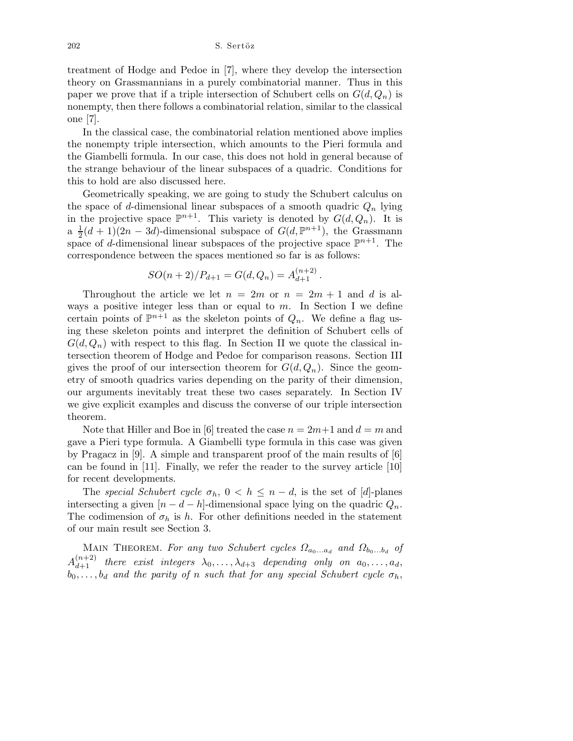treatment of Hodge and Pedoe in [7], where they develop the intersection theory on Grassmannians in a purely combinatorial manner. Thus in this paper we prove that if a triple intersection of Schubert cells on $G(d, Q_n)$ is nonempty, then there follows a combinatorial relation, similar to the classical one [7].

In the classical case, the combinatorial relation mentioned above implies the nonempty triple intersection, which amounts to the Pieri formula and the Giambelli formula. In our case, this does not hold in general because of the strange behaviour of the linear subspaces of a quadric. Conditions for this to hold are also discussed here.

Geometrically speaking, we are going to study the Schubert calculus on the space of $d$-dimensional linear subspaces of a smooth quadric $Q_n$ lying in the projective space $\mathbb{P}^{n+1}$. This variety is denoted by $G(d, Q_n)$. It is a $\frac{1}{2}(d+1)(2n-3d)$-dimensional subspace of $G(d, \mathbb{P}^{n+1})$, the Grassmann space of $d$-dimensional linear subspaces of the projective space $\mathbb{P}^{n+1}$. The correspondence between the spaces mentioned so far is as follows:

$$SO(n+2)/P_{d+1} = G(d, Q_n) = A_{d+1}^{(n+2)} .$$

Throughout the article we let $n = 2m$ or $n = 2m+1$ and $d$ is always a positive integer less than or equal to $m$. In Section I we define certain points of $\mathbb{P}^{n+1}$ as the skeleton points of $Q_n$. We define a flag using these skeleton points and interpret the definition of Schubert cells of $G(d, Q_n)$ with respect to this flag. In Section II we quote the classical intersection theorem of Hodge and Pedoe for comparison reasons. Section III gives the proof of our intersection theorem for $G(d, Q_n)$. Since the geometry of smooth quadrics varies depending on the parity of their dimension, our arguments inevitably treat these two cases separately. In Section IV we give explicit examples and discuss the converse of our triple intersection theorem.

Note that Hiller and Boe in [6] treated the case $n = 2m+1$ and $d = m$ and gave a Pieri type formula. A Giambelli type formula in this case was given by Pragacz in [9]. A simple and transparent proof of the main results of [6] can be found in [11]. Finally, we refer the reader to the survey article [10] for recent developments.

The *special Schubert cycle* $\sigma_h$, $0 < h \leq n-d$, is the set of $[d]$-planes intersecting a given $[n-d-h]$-dimensional space lying on the quadric $Q_n$. The codimension of $\sigma_h$ is $h$. For other definitions needed in the statement of our main result see Section 3.

Main Theorem. *For any two Schubert cycles $\Omega_{a_0 \ldots a_d}$ and $\Omega_{b_0 \ldots b_d}$ of $A_{d+1}^{(n+2)}$ there exist integers $\lambda_0, \ldots, \lambda_{d+3}$ depending only on $a_0, \ldots, a_d$, $b_0, \ldots, b_d$ and the parity of $n$ such that for any special Schubert cycle $\sigma_h$,*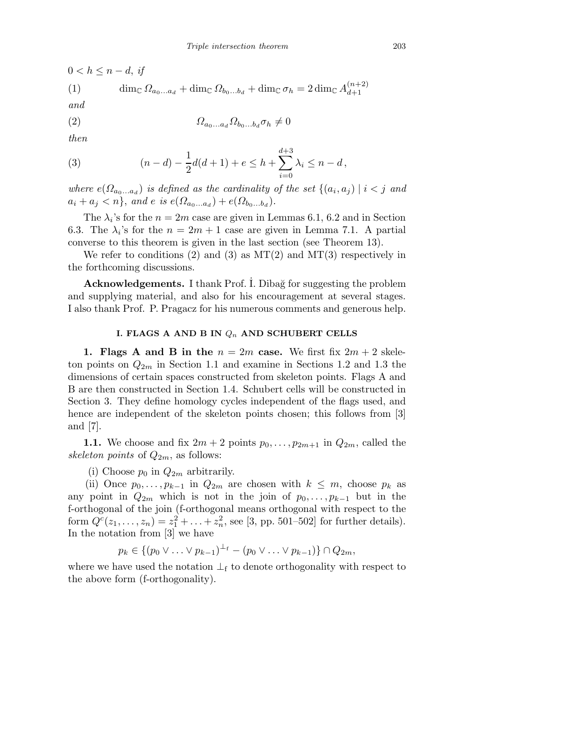$0 < h \leq n-d$, *if*

$$\dim_{\mathbb{C}} \Omega_{a_0 \ldots a_d} + \dim_{\mathbb{C}} \Omega_{b_0 \ldots b_d} + \dim_{\mathbb{C}} \sigma_h = 2 \dim_{\mathbb{C}} A_{d+1}^{(n+2)} \tag{1}$$

*and*

$$\Omega_{a_0 \ldots a_d} \Omega_{b_0 \ldots b_d} \sigma_h \neq 0 \tag{2}$$

*then*

$$(n-d) - \frac{1}{2} d(d+1) + e \leq h + \sum_{i=0}^{d+3} \lambda_i \leq n-d\,, \tag{3}$$

*where* $e(\Omega_{a_0 \ldots a_d})$ *is defined as the cardinality of the set* $\{(a_i, a_j) \mid i < j$ *and* $a_i + a_j < n\}$, *and* $e$ *is* $e(\Omega_{a_0 \ldots a_d}) + e(\Omega_{b_0 \ldots b_d})$.

The $\lambda_i$'s for the $n = 2m$ case are given in Lemmas 6.1, 6.2 and in Section 6.3. The $\lambda_i$'s for the $n = 2m+1$ case are given in Lemma 7.1. A partial converse to this theorem is given in the last section (see Theorem 13).

We refer to conditions (2) and (3) as MT(2) and MT(3) respectively in the forthcoming discussions.

**Acknowledgements.** I thank Prof. İ. Dibağ for suggesting the problem and supplying material, and also for his encouragement at several stages. I also thank Prof. P. Pragacz for his numerous comments and generous help.

## I. FLAGS A AND B IN $Q_n$ AND SCHUBERT CELLS

**1. Flags A and B in the $n = 2m$ case.** We first fix $2m+2$ skeleton points on $Q_{2m}$ in Section 1.1 and examine in Sections 1.2 and 1.3 the dimensions of certain spaces constructed from skeleton points. Flags A and B are then constructed in Section 1.4. Schubert cells will be constructed in Section 3. They define homology cycles independent of the flags used, and hence are independent of the skeleton points chosen; this follows from [3] and [7].

**1.1.** We choose and fix $2m+2$ points $p_0, \ldots, p_{2m+1}$ in $Q_{2m}$, called the *skeleton points* of $Q_{2m}$, as follows:

(i) Choose $p_0$ in $Q_{2m}$ arbitrarily.

(ii) Once $p_0, \ldots, p_{k-1}$ in $Q_{2m}$ are chosen with $k \leq m$, choose $p_k$ as any point in $Q_{2m}$ which is not in the join of $p_0, \ldots, p_{k-1}$ but in the f-orthogonal of the join (f-orthogonal means orthogonal with respect to the form $Q^c(z_1, \ldots, z_n) = z_1^2 + \ldots + z_n^2$, see [3, pp. 501–502] for further details). In the notation from [3] we have

$$p_k \in \{(p_0 \vee \ldots \vee p_{k-1})^{\perp_{\mathrm{f}}} - (p_0 \vee \ldots \vee p_{k-1})\} \cap Q_{2m},$$

where we have used the notation $\perp_{\mathrm{f}}$ to denote orthogonality with respect to the above form (f-orthogonality).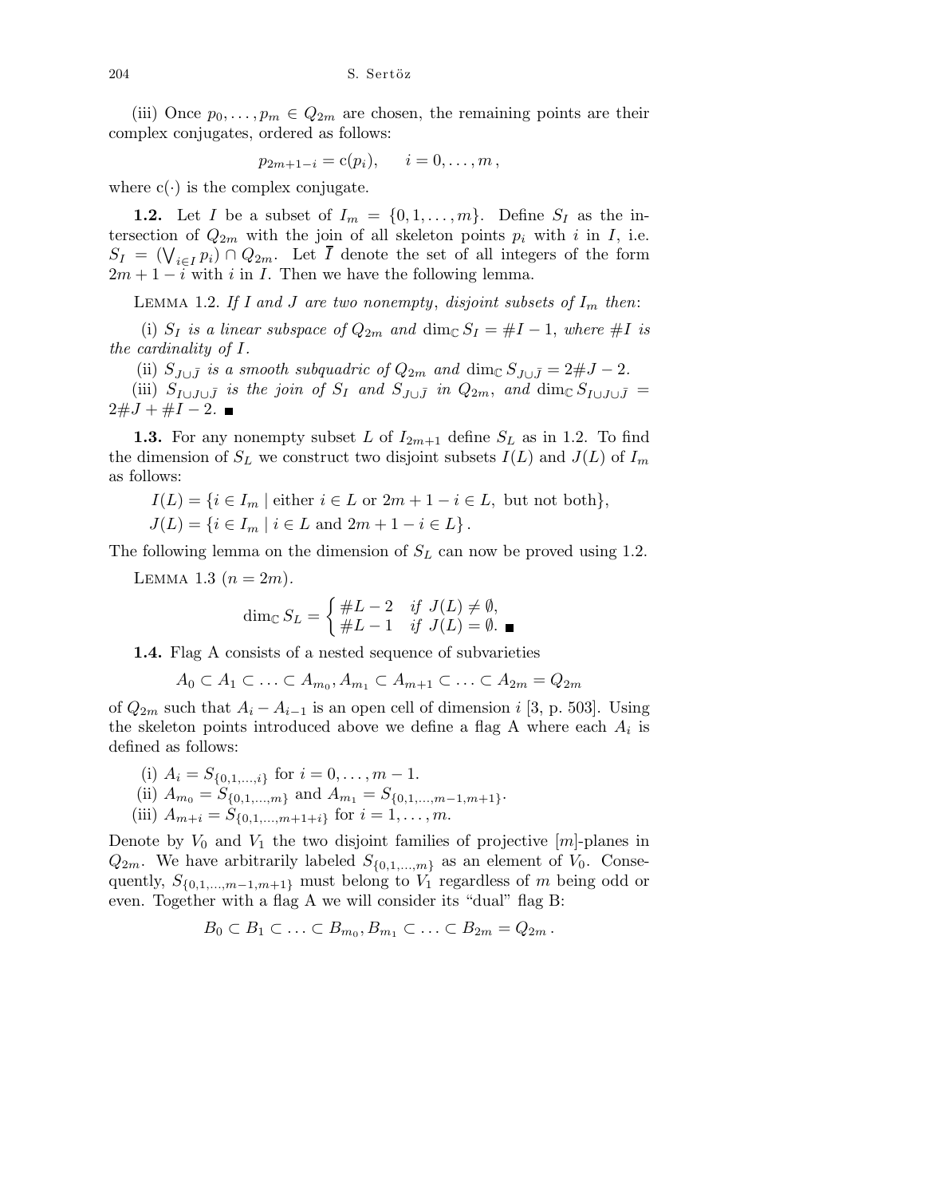(iii) Once $p_0, \ldots, p_m \in Q_{2m}$ are chosen, the remaining points are their complex conjugates, ordered as follows:

$$p_{2m+1-i} = \mathrm{c}(p_i), \qquad i = 0, \ldots, m\,,$$

where $\mathrm{c}(\cdot)$ is the complex conjugate.

**1.2.** Let $I$ be a subset of $I_m = \{0, 1, \ldots, m\}$. Define $S_I$ as the intersection of $Q_{2m}$ with the join of all skeleton points $p_i$ with $i$ in $I$, i.e. $S_I = (\bigvee_{i \in I} p_i) \cap Q_{2m}$. Let $\overline{I}$ denote the set of all integers of the form $2m + 1 - i$ with $i$ in $I$. Then we have the following lemma.

LEMMA 1.2. *If $I$ and $J$ are two nonempty, disjoint subsets of $I_m$ then*:

(i) *$S_I$ is a linear subspace of $Q_{2m}$ and $\dim_{\mathbb{C}} S_I = \#I - 1$, where $\#I$ is the cardinality of $I$.*

(ii) *$S_{J \cup \bar{J}}$ is a smooth subquadric of $Q_{2m}$ and $\dim_{\mathbb{C}} S_{J \cup \bar{J}} = 2\#J - 2$.*

(iii) *$S_{I \cup J \cup \bar{J}}$ is the join of $S_I$ and $S_{J \cup \bar{J}}$ in $Q_{2m}$, and $\dim_{\mathbb{C}} S_{I \cup J \cup \bar{J}} = 2\#J + \#I - 2$.* ∎

**1.3.** For any nonempty subset $L$ of $I_{2m+1}$ define $S_L$ as in 1.2. To find the dimension of $S_L$ we construct two disjoint subsets $I(L)$ and $J(L)$ of $I_m$ as follows:

$$I(L) = \{i \in I_m \mid \text{either } i \in L \text{ or } 2m + 1 - i \in L, \text{ but not both}\},$$
$$J(L) = \{i \in I_m \mid i \in L \text{ and } 2m + 1 - i \in L\}\,.$$

The following lemma on the dimension of $S_L$ can now be proved using 1.2.

LEMMA 1.3 ($n = 2m$).

$$\dim_{\mathbb{C}} S_L = \begin{cases} \#L - 2 & \text{if } J(L) \neq \emptyset, \\ \#L - 1 & \text{if } J(L) = \emptyset. \end{cases}$$ ∎

**1.4.** Flag A consists of a nested sequence of subvarieties

$$A_0 \subset A_1 \subset \ldots \subset A_{m_0}, A_{m_1} \subset A_{m+1} \subset \ldots \subset A_{2m} = Q_{2m}$$

of $Q_{2m}$ such that $A_i - A_{i-1}$ is an open cell of dimension $i$ [3, p. 503]. Using the skeleton points introduced above we define a flag A where each $A_i$ is defined as follows:

(i) $A_i = S_{\{0,1,\ldots,i\}}$ for $i = 0, \ldots, m - 1$.

(ii) $A_{m_0} = S_{\{0,1,\ldots,m\}}$ and $A_{m_1} = S_{\{0,1,\ldots,m-1,m+1\}}$.

(iii) $A_{m+i} = S_{\{0,1,\ldots,m+1+i\}}$ for $i = 1, \ldots, m$.

Denote by $V_0$ and $V_1$ the two disjoint families of projective $[m]$-planes in $Q_{2m}$. We have arbitrarily labeled $S_{\{0,1,\ldots,m\}}$ as an element of $V_0$. Consequently, $S_{\{0,1,\ldots,m-1,m+1\}}$ must belong to $V_1$ regardless of $m$ being odd or even. Together with a flag A we will consider its "dual" flag B:

$$B_0 \subset B_1 \subset \ldots \subset B_{m_0}, B_{m_1} \subset \ldots \subset B_{2m} = Q_{2m}\,.$$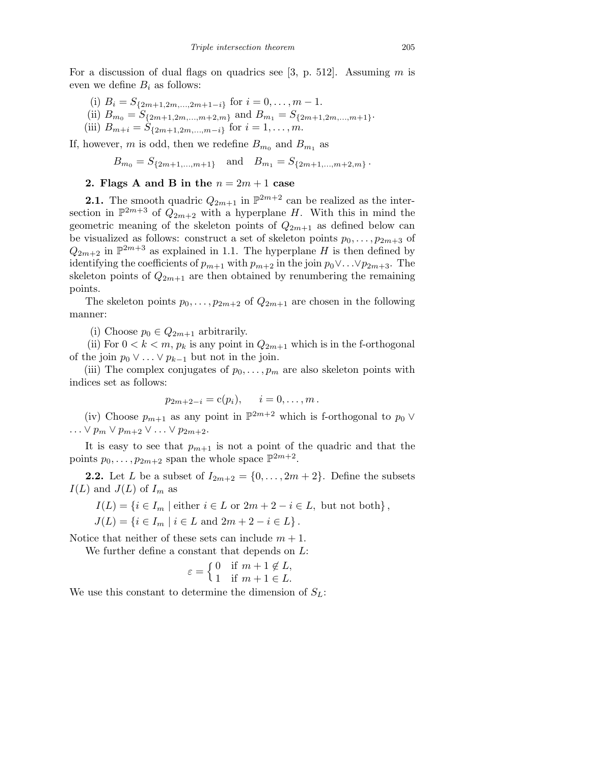For a discussion of dual flags on quadrics see [3, p. 512]. Assuming $m$ is even we define $B_i$ as follows:

(i) $B_i = S_{\{2m+1,2m,\dots,2m+1-i\}}$ for $i = 0,\dots,m-1$.

(ii) $B_{m_0} = S_{\{2m+1,2m,\dots,m+2,m\}}$ and $B_{m_1} = S_{\{2m+1,2m,\dots,m+1\}}$.

(iii) $B_{m+i} = S_{\{2m+1,2m,\dots,m-i\}}$ for $i = 1,\dots,m$.

If, however, $m$ is odd, then we redefine $B_{m_0}$ and $B_{m_1}$ as

$$B_{m_0} = S_{\{2m+1,\dots,m+1\}} \quad \text{and} \quad B_{m_1} = S_{\{2m+1,\dots,m+2,m\}}\,.$$

## 2. Flags A and B in the $n = 2m+1$ case

**2.1.** The smooth quadric $Q_{2m+1}$ in $\mathbb{P}^{2m+2}$ can be realized as the intersection in $\mathbb{P}^{2m+3}$ of $Q_{2m+2}$ with a hyperplane $H$. With this in mind the geometric meaning of the skeleton points of $Q_{2m+1}$ as defined below can be visualized as follows: construct a set of skeleton points $p_0,\dots,p_{2m+3}$ of $Q_{2m+2}$ in $\mathbb{P}^{2m+3}$ as explained in 1.1. The hyperplane $H$ is then defined by identifying the coefficients of $p_{m+1}$ with $p_{m+2}$ in the join $p_0 \vee \ldots \vee p_{2m+3}$. The skeleton points of $Q_{2m+1}$ are then obtained by renumbering the remaining points.

The skeleton points $p_0,\dots,p_{2m+2}$ of $Q_{2m+1}$ are chosen in the following manner:

(i) Choose $p_0 \in Q_{2m+1}$ arbitrarily.

(ii) For $0 < k < m$, $p_k$ is any point in $Q_{2m+1}$ which is in the f-orthogonal of the join $p_0 \vee \ldots \vee p_{k-1}$ but not in the join.

(iii) The complex conjugates of $p_0,\dots,p_m$ are also skeleton points with indices set as follows:

$$p_{2m+2-i} = \mathrm{c}(p_i), \qquad i = 0,\dots,m\,.$$

(iv) Choose $p_{m+1}$ as any point in $\mathbb{P}^{2m+2}$ which is f-orthogonal to $p_0 \vee \ldots \vee p_m \vee p_{m+2} \vee \ldots \vee p_{2m+2}$.

It is easy to see that $p_{m+1}$ is not a point of the quadric and that the points $p_0,\dots,p_{2m+2}$ span the whole space $\mathbb{P}^{2m+2}$.

**2.2.** Let $L$ be a subset of $I_{2m+2} = \{0,\dots,2m+2\}$. Define the subsets $I(L)$ and $J(L)$ of $I_m$ as

$$I(L) = \{i \in I_m \mid \text{either } i \in L \text{ or } 2m+2-i \in L, \text{ but not both}\}\,,$$

$$J(L) = \{i \in I_m \mid i \in L \text{ and } 2m+2-i \in L\}\,.$$

Notice that neither of these sets can include $m+1$.

We further define a constant that depends on $L$:

$$\varepsilon = \begin{cases} 0 & \text{if } m+1 \notin L, \\ 1 & \text{if } m+1 \in L. \end{cases}$$

We use this constant to determine the dimension of $S_L$: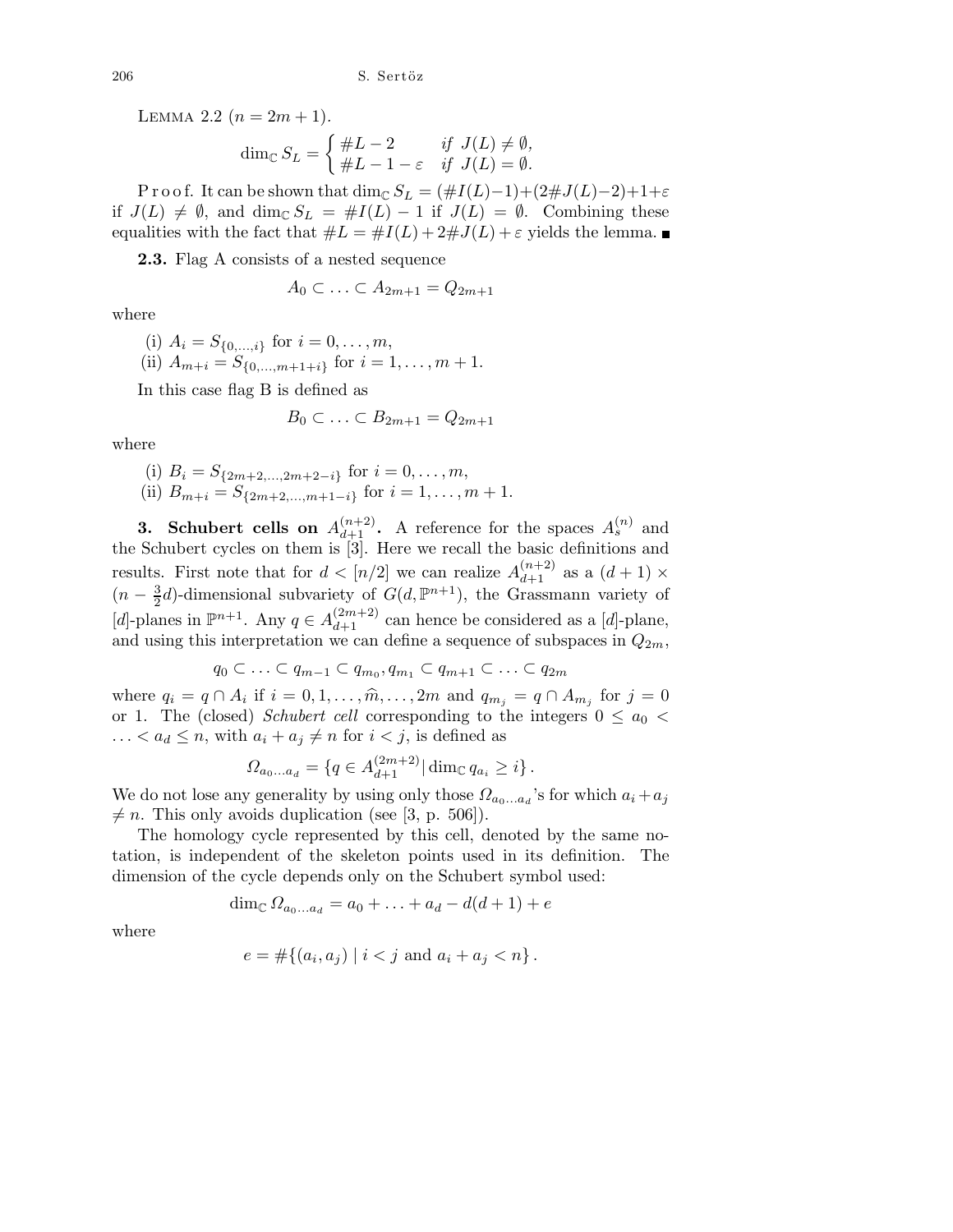LEMMA 2.2 ($n = 2m + 1$).

$$\dim_{\mathbb{C}} S_L = \begin{cases} \#L - 2 & \text{if } J(L) \neq \emptyset, \\ \#L - 1 - \varepsilon & \text{if } J(L) = \emptyset. \end{cases}$$

P r o o f. It can be shown that $\dim_{\mathbb{C}} S_L = (\#I(L)-1)+(2\#J(L)-2)+1+\varepsilon$ if $J(L) \neq \emptyset$, and $\dim_{\mathbb{C}} S_L = \#I(L) - 1$ if $J(L) = \emptyset$. Combining these equalities with the fact that $\#L = \#I(L) + 2\#J(L) + \varepsilon$ yields the lemma. ∎

**2.3.** Flag A consists of a nested sequence

$$A_0 \subset \ldots \subset A_{2m+1} = Q_{2m+1}$$

where

(i) $A_i = S_{\{0,\ldots,i\}}$ for $i = 0, \ldots, m$,
(ii) $A_{m+i} = S_{\{0,\ldots,m+1+i\}}$ for $i = 1, \ldots, m+1$.

In this case flag B is defined as

$$B_0 \subset \ldots \subset B_{2m+1} = Q_{2m+1}$$

where

(i) $B_i = S_{\{2m+2,\ldots,2m+2-i\}}$ for $i = 0, \ldots, m$,
(ii) $B_{m+i} = S_{\{2m+2,\ldots,m+1-i\}}$ for $i = 1, \ldots, m+1$.

**3. Schubert cells on $A_{d+1}^{(n+2)}$.** A reference for the spaces $A_s^{(n)}$ and the Schubert cycles on them is [3]. Here we recall the basic definitions and results. First note that for $d < [n/2]$ we can realize $A_{d+1}^{(n+2)}$ as a $(d+1) \times (n - \frac{3}{2}d)$-dimensional subvariety of $G(d, \mathbb{P}^{n+1})$, the Grassmann variety of $[d]$-planes in $\mathbb{P}^{n+1}$. Any $q \in A_{d+1}^{(2m+2)}$ can hence be considered as a $[d]$-plane, and using this interpretation we can define a sequence of subspaces in $Q_{2m}$,

$$q_0 \subset \ldots \subset q_{m-1} \subset q_{m_0}, q_{m_1} \subset q_{m+1} \subset \ldots \subset q_{2m}$$

where $q_i = q \cap A_i$ if $i = 0, 1, \ldots, \widehat{m}, \ldots, 2m$ and $q_{m_j} = q \cap A_{m_j}$ for $j = 0$ or 1. The (closed) *Schubert cell* corresponding to the integers $0 \leq a_0 < \ldots < a_d \leq n$, with $a_i + a_j \neq n$ for $i < j$, is defined as

$$\Omega_{a_0 \ldots a_d} = \{q \in A_{d+1}^{(2m+2)} \mid \dim_{\mathbb{C}} q_{a_i} \geq i\}.$$

We do not lose any generality by using only those $\Omega_{a_0 \ldots a_d}$'s for which $a_i + a_j \neq n$. This only avoids duplication (see [3, p. 506]).

The homology cycle represented by this cell, denoted by the same notation, is independent of the skeleton points used in its definition. The dimension of the cycle depends only on the Schubert symbol used:

$$\dim_{\mathbb{C}} \Omega_{a_0 \ldots a_d} = a_0 + \ldots + a_d - d(d+1) + e$$

where

$$e = \#\{(a_i, a_j) \mid i < j \text{ and } a_i + a_j < n\}.$$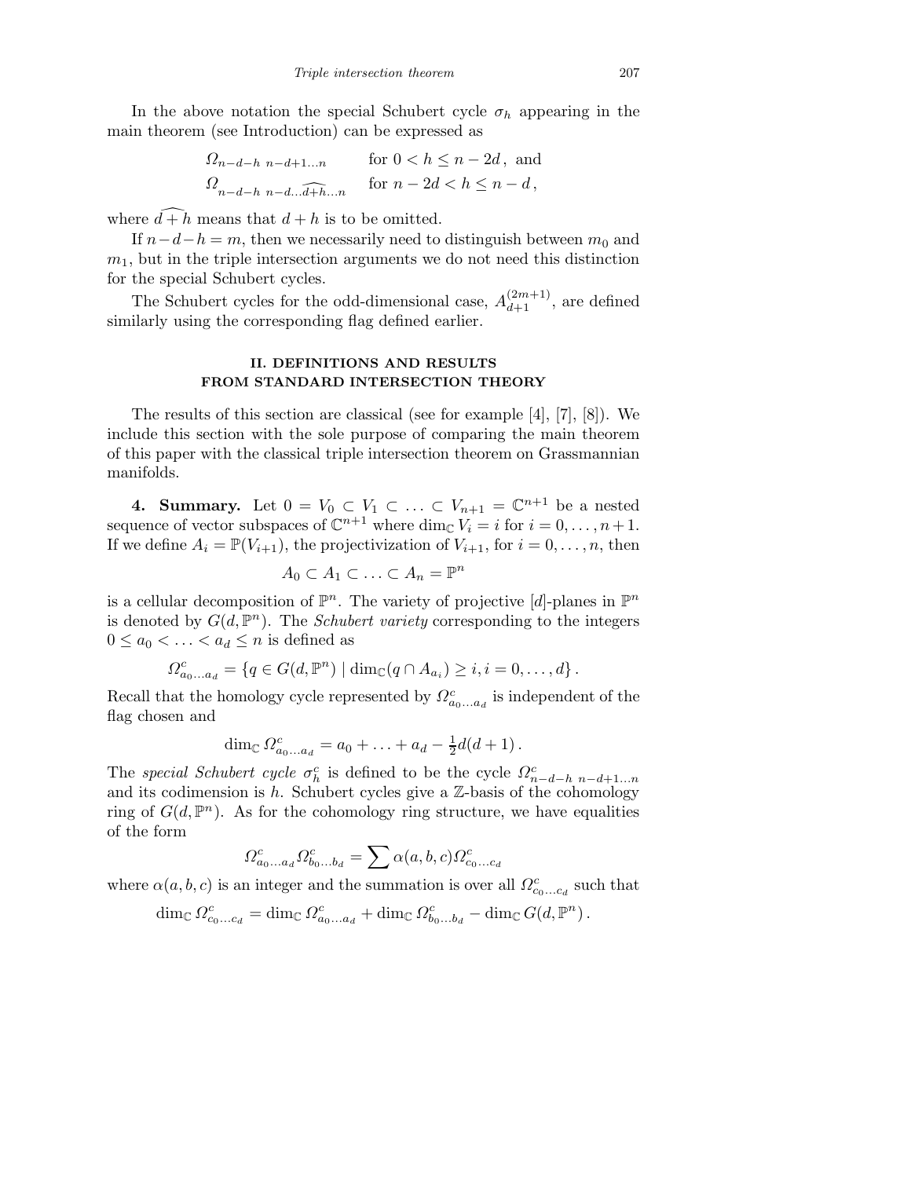In the above notation the special Schubert cycle $\sigma_h$ appearing in the main theorem (see Introduction) can be expressed as

$$\Omega_{n-d-h\ n-d+1\dots n} \qquad \text{for } 0 < h \le n-2d\,, \text{ and}$$
$$\Omega_{n-d-h\ n-d\dots\widehat{d+h}\dots n} \qquad \text{for } n-2d < h \le n-d\,,$$

where $\widehat{d+h}$ means that $d+h$ is to be omitted.

If $n-d-h = m$, then we necessarily need to distinguish between $m_0$ and $m_1$, but in the triple intersection arguments we do not need this distinction for the special Schubert cycles.

The Schubert cycles for the odd-dimensional case, $A_{d+1}^{(2m+1)}$, are defined similarly using the corresponding flag defined earlier.

## II. DEFINITIONS AND RESULTS FROM STANDARD INTERSECTION THEORY

The results of this section are classical (see for example [4], [7], [8]). We include this section with the sole purpose of comparing the main theorem of this paper with the classical triple intersection theorem on Grassmannian manifolds.

**4. Summary.** Let $0 = V_0 \subset V_1 \subset \ldots \subset V_{n+1} = \mathbb{C}^{n+1}$ be a nested sequence of vector subspaces of $\mathbb{C}^{n+1}$ where $\dim_{\mathbb{C}} V_i = i$ for $i = 0, \ldots, n+1$. If we define $A_i = \mathbb{P}(V_{i+1})$, the projectivization of $V_{i+1}$, for $i = 0, \ldots, n$, then

$$A_0 \subset A_1 \subset \ldots \subset A_n = \mathbb{P}^n$$

is a cellular decomposition of $\mathbb{P}^n$. The variety of projective $[d]$-planes in $\mathbb{P}^n$ is denoted by $G(d, \mathbb{P}^n)$. The *Schubert variety* corresponding to the integers $0 \le a_0 < \ldots < a_d \le n$ is defined as

$$\Omega^c_{a_0\dots a_d} = \{q \in G(d, \mathbb{P}^n) \mid \dim_{\mathbb{C}}(q \cap A_{a_i}) \ge i, i = 0, \ldots, d\}\,.$$

Recall that the homology cycle represented by $\Omega^c_{a_0\dots a_d}$ is independent of the flag chosen and

$$\dim_{\mathbb{C}} \Omega^c_{a_0\dots a_d} = a_0 + \ldots + a_d - \tfrac{1}{2}d(d+1)\,.$$

The *special Schubert cycle* $\sigma_h^c$ is defined to be the cycle $\Omega^c_{n-d-h\ n-d+1\dots n}$ and its codimension is $h$. Schubert cycles give a $\mathbb{Z}$-basis of the cohomology ring of $G(d, \mathbb{P}^n)$. As for the cohomology ring structure, we have equalities of the form

$$\Omega^c_{a_0\dots a_d}\Omega^c_{b_0\dots b_d} = \sum \alpha(a,b,c)\Omega^c_{c_0\dots c_d}$$

where $\alpha(a,b,c)$ is an integer and the summation is over all $\Omega^c_{c_0\dots c_d}$ such that

$$\dim_{\mathbb{C}} \Omega^c_{c_0\dots c_d} = \dim_{\mathbb{C}} \Omega^c_{a_0\dots a_d} + \dim_{\mathbb{C}} \Omega^c_{b_0\dots b_d} - \dim_{\mathbb{C}} G(d, \mathbb{P}^n)\,.$$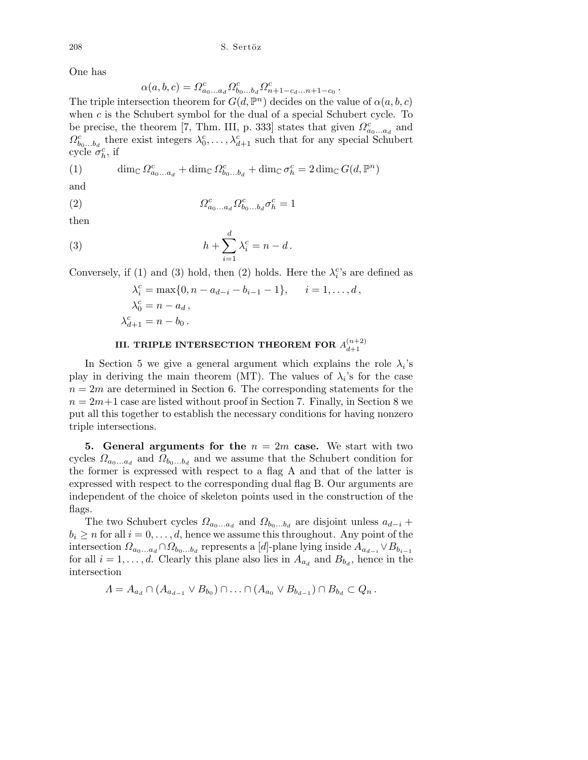One has

$$\alpha(a,b,c) = \Omega^c_{a_0\ldots a_d}\Omega^c_{b_0\ldots b_d}\Omega^c_{n+1-c_d\ldots n+1-c_0}\,.$$

The triple intersection theorem for $G(d,\mathbb{P}^n)$ decides on the value of $\alpha(a,b,c)$ when $c$ is the Schubert symbol for the dual of a special Schubert cycle. To be precise, the theorem [7, Thm. III, p. 333] states that given $\Omega^c_{a_0\ldots a_d}$ and $\Omega^c_{b_0\ldots b_d}$ there exist integers $\lambda^c_0,\ldots,\lambda^c_{d+1}$ such that for any special Schubert cycle $\sigma^c_h$, if

$$\dim_{\mathbb{C}}\Omega^c_{a_0\ldots a_d} + \dim_{\mathbb{C}}\Omega^c_{b_0\ldots b_d} + \dim_{\mathbb{C}}\sigma^c_h = 2\dim_{\mathbb{C}} G(d,\mathbb{P}^n) \tag{1}$$

and

$$\Omega^c_{a_0\ldots a_d}\Omega^c_{b_0\ldots b_d}\sigma^c_h = 1 \tag{2}$$

then

$$h + \sum_{i=1}^{d}\lambda^c_i = n-d\,. \tag{3}$$

Conversely, if (1) and (3) hold, then (2) holds. Here the $\lambda^c_i$'s are defined as

$$\begin{aligned}
\lambda^c_i &= \max\{0, n-a_{d-i}-b_{i-1}-1\}, \qquad i=1,\ldots,d\,,\\
\lambda^c_0 &= n-a_d\,,\\
\lambda^c_{d+1} &= n-b_0\,.
\end{aligned}$$

## III. TRIPLE INTERSECTION THEOREM FOR $A^{(n+2)}_{d+1}$

In Section 5 we give a general argument which explains the role $\lambda_i$'s play in deriving the main theorem (MT). The values of $\lambda_i$'s for the case $n=2m$ are determined in Section 6. The corresponding statements for the $n=2m+1$ case are listed without proof in Section 7. Finally, in Section 8 we put all this together to establish the necessary conditions for having nonzero triple intersections.

**5. General arguments for the $n=2m$ case.** We start with two cycles $\Omega_{a_0\ldots a_d}$ and $\Omega_{b_0\ldots b_d}$ and we assume that the Schubert condition for the former is expressed with respect to a flag A and that of the latter is expressed with respect to the corresponding dual flag B. Our arguments are independent of the choice of skeleton points used in the construction of the flags.

The two Schubert cycles $\Omega_{a_0\ldots a_d}$ and $\Omega_{b_0\ldots b_d}$ are disjoint unless $a_{d-i}+b_i \geq n$ for all $i=0,\ldots,d$, hence we assume this throughout. Any point of the intersection $\Omega_{a_0\ldots a_d}\cap\Omega_{b_0\ldots b_d}$ represents a $[d]$-plane lying inside $A_{a_{d-i}}\vee B_{b_{i-1}}$ for all $i=1,\ldots,d$. Clearly this plane also lies in $A_{a_d}$ and $B_{b_d}$, hence in the intersection

$$\Lambda = A_{a_d}\cap(A_{a_{d-1}}\vee B_{b_0})\cap\ldots\cap(A_{a_0}\vee B_{b_{d-1}})\cap B_{b_d}\subset Q_n\,.$$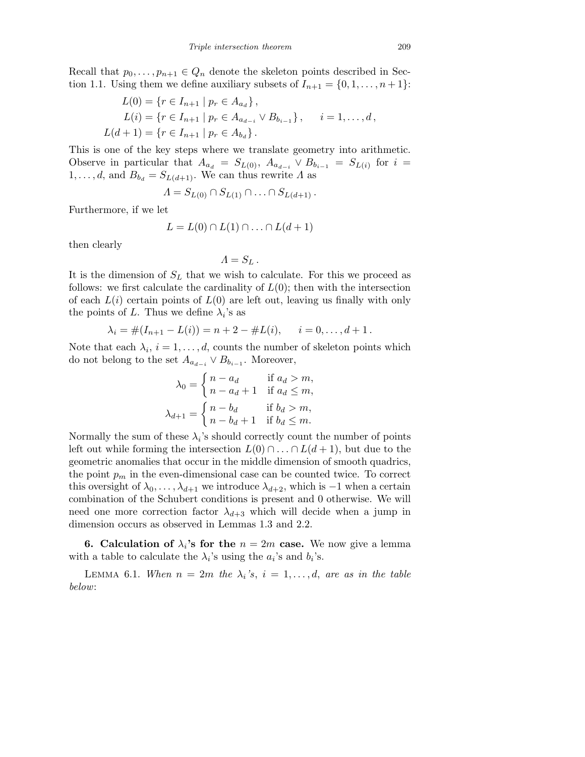Recall that $p_0, \ldots, p_{n+1} \in Q_n$ denote the skeleton points described in Section 1.1. Using them we define auxiliary subsets of $I_{n+1} = \{0, 1, \ldots, n+1\}$:

$$
\begin{aligned}
L(0) &= \{r \in I_{n+1} \mid p_r \in A_{a_d}\}, \\
L(i) &= \{r \in I_{n+1} \mid p_r \in A_{a_{d-i}} \vee B_{b_{i-1}}\}, \qquad i = 1, \ldots, d, \\
L(d+1) &= \{r \in I_{n+1} \mid p_r \in A_{b_d}\}.
\end{aligned}
$$

This is one of the key steps where we translate geometry into arithmetic. Observe in particular that $A_{a_d} = S_{L(0)}$, $A_{a_{d-i}} \vee B_{b_{i-1}} = S_{L(i)}$ for $i = 1, \ldots, d$, and $B_{b_d} = S_{L(d+1)}$. We can thus rewrite $\Lambda$ as

$$
\Lambda = S_{L(0)} \cap S_{L(1)} \cap \ldots \cap S_{L(d+1)}.
$$

Furthermore, if we let

$$
L = L(0) \cap L(1) \cap \ldots \cap L(d+1)
$$

then clearly

$$
\Lambda = S_L.
$$

It is the dimension of $S_L$ that we wish to calculate. For this we proceed as follows: we first calculate the cardinality of $L(0)$; then with the intersection of each $L(i)$ certain points of $L(0)$ are left out, leaving us finally with only the points of $L$. Thus we define $\lambda_i$'s as

$$
\lambda_i = \#(I_{n+1} - L(i)) = n + 2 - \#L(i), \qquad i = 0, \ldots, d+1.
$$

Note that each $\lambda_i$, $i = 1, \ldots, d$, counts the number of skeleton points which do not belong to the set $A_{a_{d-i}} \vee B_{b_{i-1}}$. Moreover,

$$
\lambda_0 = \begin{cases} n - a_d & \text{if } a_d > m, \\ n - a_d + 1 & \text{if } a_d \le m, \end{cases}
$$

$$
\lambda_{d+1} = \begin{cases} n - b_d & \text{if } b_d > m, \\ n - b_d + 1 & \text{if } b_d \le m. \end{cases}
$$

Normally the sum of these $\lambda_i$'s should correctly count the number of points left out while forming the intersection $L(0) \cap \ldots \cap L(d+1)$, but due to the geometric anomalies that occur in the middle dimension of smooth quadrics, the point $p_m$ in the even-dimensional case can be counted twice. To correct this oversight of $\lambda_0, \ldots, \lambda_{d+1}$ we introduce $\lambda_{d+2}$, which is $-1$ when a certain combination of the Schubert conditions is present and 0 otherwise. We will need one more correction factor $\lambda_{d+3}$ which will decide when a jump in dimension occurs as observed in Lemmas 1.3 and 2.2.

**6. Calculation of $\lambda_i$'s for the $n = 2m$ case.** We now give a lemma with a table to calculate the $\lambda_i$'s using the $a_i$'s and $b_i$'s.

Lemma 6.1. *When $n = 2m$ the $\lambda_i$'s, $i = 1, \ldots, d$, are as in the table below*: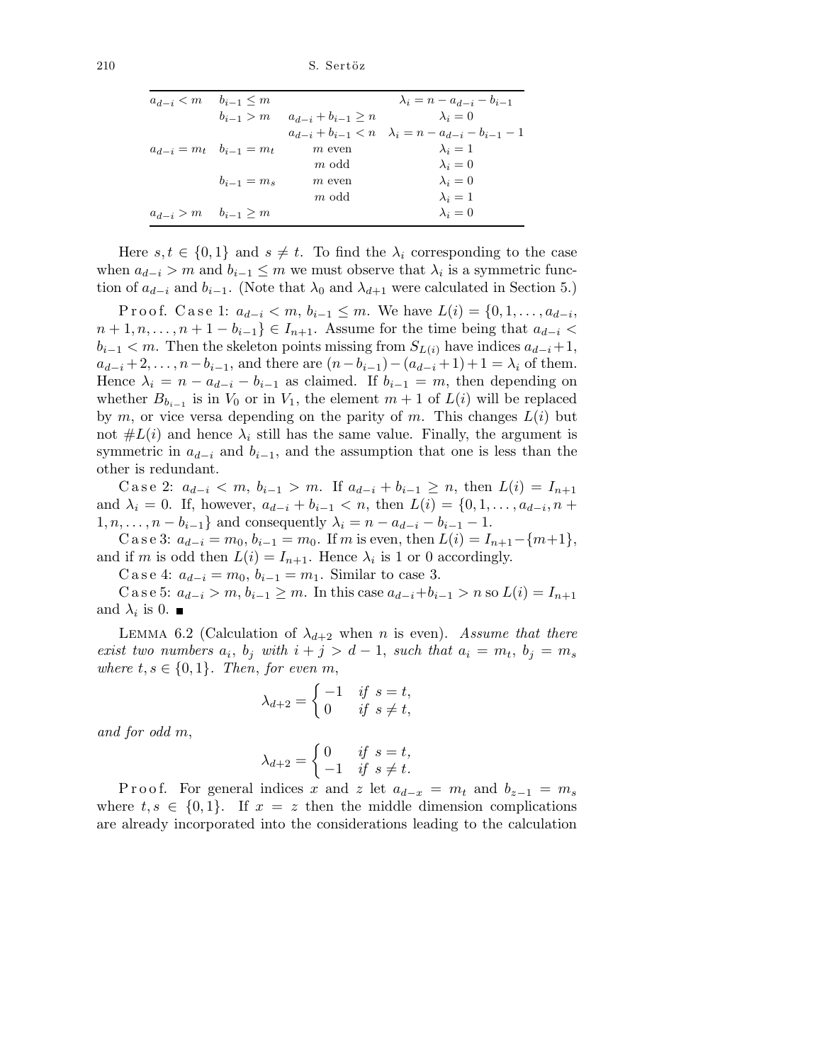| | | | |
|---|---|---|---|
| $a_{d-i} < m$ | $b_{i-1} \leq m$ | | $\lambda_i = n - a_{d-i} - b_{i-1}$ |
| | $b_{i-1} > m$ | $a_{d-i} + b_{i-1} \geq n$ | $\lambda_i = 0$ |
| | | $a_{d-i} + b_{i-1} < n$ | $\lambda_i = n - a_{d-i} - b_{i-1} - 1$ |
| $a_{d-i} = m_t$ | $b_{i-1} = m_t$ | $m$ even | $\lambda_i = 1$ |
| | | $m$ odd | $\lambda_i = 0$ |
| | $b_{i-1} = m_s$ | $m$ even | $\lambda_i = 0$ |
| | | $m$ odd | $\lambda_i = 1$ |
| $a_{d-i} > m$ | $b_{i-1} \geq m$ | | $\lambda_i = 0$ |

Here $s, t \in \{0, 1\}$ and $s \neq t$. To find the $\lambda_i$ corresponding to the case when $a_{d-i} > m$ and $b_{i-1} \leq m$ we must observe that $\lambda_i$ is a symmetric function of $a_{d-i}$ and $b_{i-1}$. (Note that $\lambda_0$ and $\lambda_{d+1}$ were calculated in Section 5.)

Proof. Case 1: $a_{d-i} < m$, $b_{i-1} \leq m$. We have $L(i) = \{0, 1, \ldots, a_{d-i}, n+1, n, \ldots, n+1-b_{i-1}\} \in I_{n+1}$. Assume for the time being that $a_{d-i} < b_{i-1} < m$. Then the skeleton points missing from $S_{L(i)}$ have indices $a_{d-i}+1$, $a_{d-i}+2, \ldots, n-b_{i-1}$, and there are $(n-b_{i-1})-(a_{d-i}+1)+1 = \lambda_i$ of them. Hence $\lambda_i = n - a_{d-i} - b_{i-1}$ as claimed. If $b_{i-1} = m$, then depending on whether $B_{b_{i-1}}$ is in $V_0$ or in $V_1$, the element $m+1$ of $L(i)$ will be replaced by $m$, or vice versa depending on the parity of $m$. This changes $L(i)$ but not $\#L(i)$ and hence $\lambda_i$ still has the same value. Finally, the argument is symmetric in $a_{d-i}$ and $b_{i-1}$, and the assumption that one is less than the other is redundant.

Case 2: $a_{d-i} < m$, $b_{i-1} > m$. If $a_{d-i} + b_{i-1} \geq n$, then $L(i) = I_{n+1}$ and $\lambda_i = 0$. If, however, $a_{d-i} + b_{i-1} < n$, then $L(i) = \{0, 1, \ldots, a_{d-i}, n+1, n, \ldots, n-b_{i-1}\}$ and consequently $\lambda_i = n - a_{d-i} - b_{i-1} - 1$.

Case 3: $a_{d-i} = m_0$, $b_{i-1} = m_0$. If $m$ is even, then $L(i) = I_{n+1} - \{m+1\}$, and if $m$ is odd then $L(i) = I_{n+1}$. Hence $\lambda_i$ is 1 or 0 accordingly.

Case 4: $a_{d-i} = m_0$, $b_{i-1} = m_1$. Similar to case 3.

Case 5: $a_{d-i} > m$, $b_{i-1} \geq m$. In this case $a_{d-i} + b_{i-1} > n$ so $L(i) = I_{n+1}$ and $\lambda_i$ is 0. ∎

Lemma 6.2 (Calculation of $\lambda_{d+2}$ when $n$ is even). *Assume that there exist two numbers $a_i$, $b_j$ with $i + j > d - 1$, such that $a_i = m_t$, $b_j = m_s$ where $t, s \in \{0, 1\}$. Then, for even $m$,*

$$\lambda_{d+2} = \begin{cases} -1 & \text{if } s = t, \\ 0 & \text{if } s \neq t, \end{cases}$$

*and for odd $m$,*

$$\lambda_{d+2} = \begin{cases} 0 & \text{if } s = t, \\ -1 & \text{if } s \neq t. \end{cases}$$

Proof. For general indices $x$ and $z$ let $a_{d-x} = m_t$ and $b_{z-1} = m_s$ where $t, s \in \{0, 1\}$. If $x = z$ then the middle dimension complications are already incorporated into the considerations leading to the calculation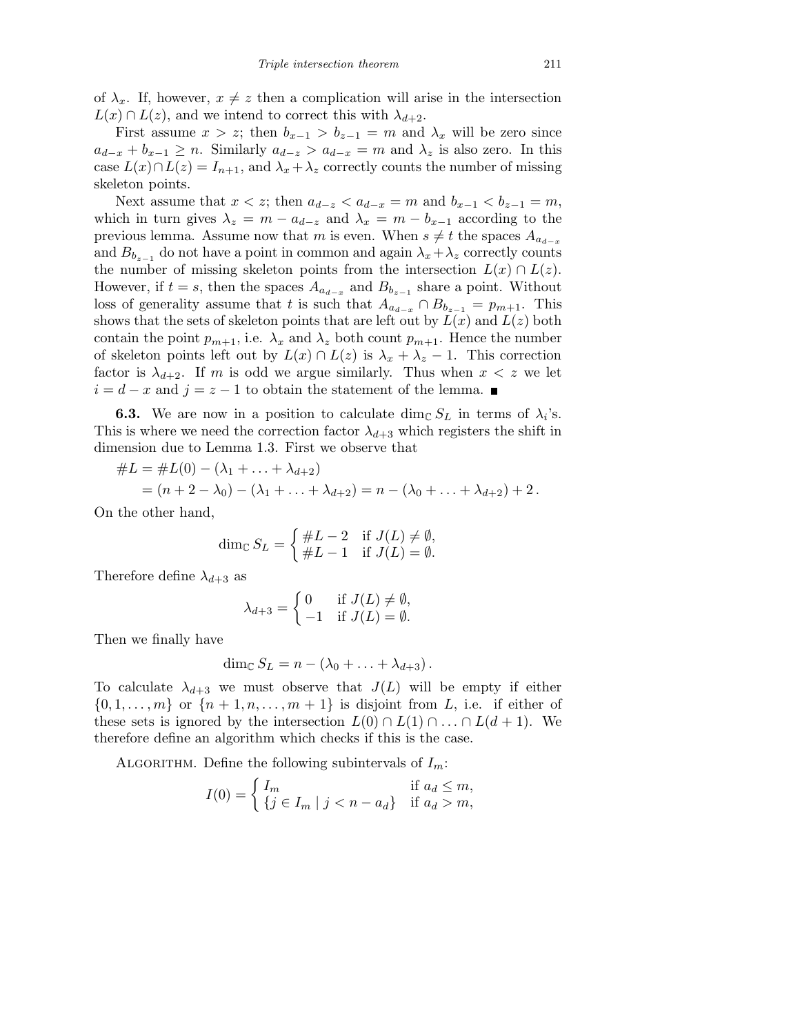of $\lambda_x$. If, however, $x \neq z$ then a complication will arise in the intersection $L(x) \cap L(z)$, and we intend to correct this with $\lambda_{d+2}$.

First assume $x > z$; then $b_{x-1} > b_{z-1} = m$ and $\lambda_x$ will be zero since $a_{d-x} + b_{x-1} \geq n$. Similarly $a_{d-z} > a_{d-x} = m$ and $\lambda_z$ is also zero. In this case $L(x) \cap L(z) = I_{n+1}$, and $\lambda_x + \lambda_z$ correctly counts the number of missing skeleton points.

Next assume that $x < z$; then $a_{d-z} < a_{d-x} = m$ and $b_{x-1} < b_{z-1} = m$, which in turn gives $\lambda_z = m - a_{d-z}$ and $\lambda_x = m - b_{x-1}$ according to the previous lemma. Assume now that $m$ is even. When $s \neq t$ the spaces $A_{a_{d-x}}$ and $B_{b_{z-1}}$ do not have a point in common and again $\lambda_x + \lambda_z$ correctly counts the number of missing skeleton points from the intersection $L(x) \cap L(z)$. However, if $t = s$, then the spaces $A_{a_{d-x}}$ and $B_{b_{z-1}}$ share a point. Without loss of generality assume that $t$ is such that $A_{a_{d-x}} \cap B_{b_{z-1}} = p_{m+1}$. This shows that the sets of skeleton points that are left out by $L(x)$ and $L(z)$ both contain the point $p_{m+1}$, i.e. $\lambda_x$ and $\lambda_z$ both count $p_{m+1}$. Hence the number of skeleton points left out by $L(x) \cap L(z)$ is $\lambda_x + \lambda_z - 1$. This correction factor is $\lambda_{d+2}$. If $m$ is odd we argue similarly. Thus when $x < z$ we let $i = d - x$ and $j = z - 1$ to obtain the statement of the lemma. ∎

**6.3.** We are now in a position to calculate $\dim_{\mathbb{C}} S_L$ in terms of $\lambda_i$'s. This is where we need the correction factor $\lambda_{d+3}$ which registers the shift in dimension due to Lemma 1.3. First we observe that

$$\begin{aligned}
\#L &= \#L(0) - (\lambda_1 + \ldots + \lambda_{d+2}) \\
&= (n + 2 - \lambda_0) - (\lambda_1 + \ldots + \lambda_{d+2}) = n - (\lambda_0 + \ldots + \lambda_{d+2}) + 2\,.
\end{aligned}$$

On the other hand,

$$\dim_{\mathbb{C}} S_L = \begin{cases} \#L - 2 & \text{if } J(L) \neq \emptyset, \\ \#L - 1 & \text{if } J(L) = \emptyset. \end{cases}$$

Therefore define $\lambda_{d+3}$ as

$$\lambda_{d+3} = \begin{cases} 0 & \text{if } J(L) \neq \emptyset, \\ -1 & \text{if } J(L) = \emptyset. \end{cases}$$

Then we finally have

$$\dim_{\mathbb{C}} S_L = n - (\lambda_0 + \ldots + \lambda_{d+3})\,.$$

To calculate $\lambda_{d+3}$ we must observe that $J(L)$ will be empty if either $\{0, 1, \ldots, m\}$ or $\{n+1, n, \ldots, m+1\}$ is disjoint from $L$, i.e. if either of these sets is ignored by the intersection $L(0) \cap L(1) \cap \ldots \cap L(d+1)$. We therefore define an algorithm which checks if this is the case.

Algorithm. Define the following subintervals of $I_m$:

$$I(0) = \begin{cases} I_m & \text{if } a_d \leq m, \\ \{j \in I_m \mid j < n - a_d\} & \text{if } a_d > m, \end{cases}$$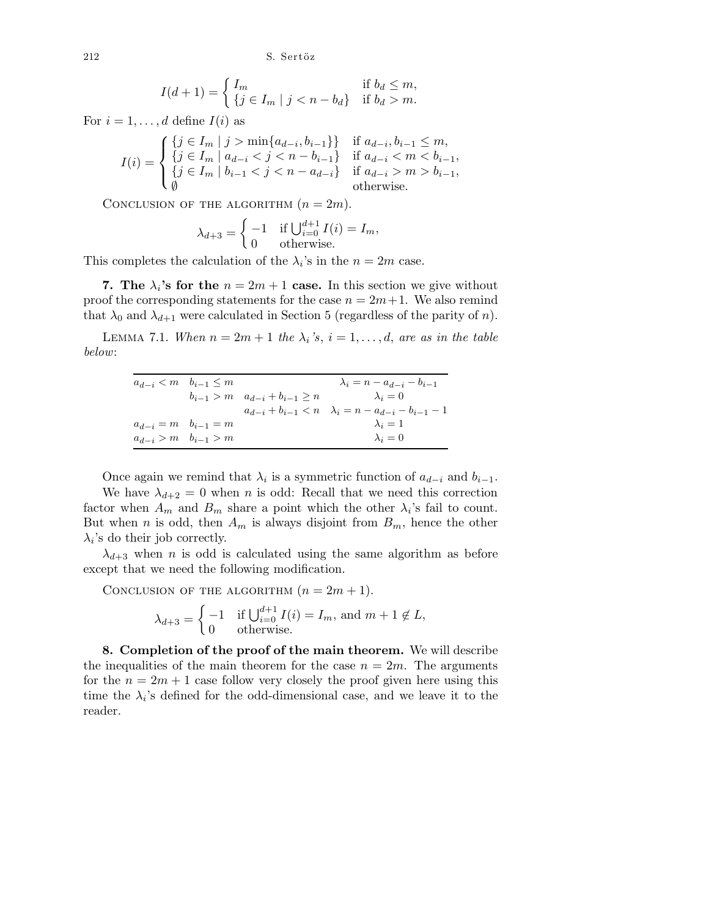$$I(d+1) = \begin{cases} I_m & \text{if } b_d \le m, \\ \{j \in I_m \mid j < n - b_d\} & \text{if } b_d > m. \end{cases}$$

For $i = 1, \ldots, d$ define $I(i)$ as

$$I(i) = \begin{cases} \{j \in I_m \mid j > \min\{a_{d-i}, b_{i-1}\}\} & \text{if } a_{d-i}, b_{i-1} \le m, \\ \{j \in I_m \mid a_{d-i} < j < n - b_{i-1}\} & \text{if } a_{d-i} < m < b_{i-1}, \\ \{j \in I_m \mid b_{i-1} < j < n - a_{d-i}\} & \text{if } a_{d-i} > m > b_{i-1}, \\ \emptyset & \text{otherwise.} \end{cases}$$

Conclusion of the algorithm ($n = 2m$).

$$\lambda_{d+3} = \begin{cases} -1 & \text{if } \bigcup_{i=0}^{d+1} I(i) = I_m, \\ 0 & \text{otherwise.} \end{cases}$$

This completes the calculation of the $\lambda_i$'s in the $n = 2m$ case.

**7. The $\lambda_i$'s for the $n = 2m + 1$ case.** In this section we give without proof the corresponding statements for the case $n = 2m+1$. We also remind that $\lambda_0$ and $\lambda_{d+1}$ were calculated in Section 5 (regardless of the parity of $n$).

Lemma 7.1. *When $n = 2m + 1$ the $\lambda_i$'s, $i = 1, \ldots, d$, are as in the table below*:

| | | | |
|---|---|---|---|
| $a_{d-i} < m$ | $b_{i-1} \le m$ | | $\lambda_i = n - a_{d-i} - b_{i-1}$ |
| | $b_{i-1} > m$ | $a_{d-i} + b_{i-1} \ge n$ | $\lambda_i = 0$ |
| | | $a_{d-i} + b_{i-1} < n$ | $\lambda_i = n - a_{d-i} - b_{i-1} - 1$ |
| $a_{d-i} = m$ | $b_{i-1} = m$ | | $\lambda_i = 1$ |
| $a_{d-i} > m$ | $b_{i-1} > m$ | | $\lambda_i = 0$ |

Once again we remind that $\lambda_i$ is a symmetric function of $a_{d-i}$ and $b_{i-1}$.

We have $\lambda_{d+2} = 0$ when $n$ is odd: Recall that we need this correction factor when $A_m$ and $B_m$ share a point which the other $\lambda_i$'s fail to count. But when $n$ is odd, then $A_m$ is always disjoint from $B_m$, hence the other $\lambda_i$'s do their job correctly.

$\lambda_{d+3}$ when $n$ is odd is calculated using the same algorithm as before except that we need the following modification.

Conclusion of the algorithm ($n = 2m + 1$).

$$\lambda_{d+3} = \begin{cases} -1 & \text{if } \bigcup_{i=0}^{d+1} I(i) = I_m, \text{ and } m + 1 \notin L, \\ 0 & \text{otherwise.} \end{cases}$$

**8. Completion of the proof of the main theorem.** We will describe the inequalities of the main theorem for the case $n = 2m$. The arguments for the $n = 2m + 1$ case follow very closely the proof given here using this time the $\lambda_i$'s defined for the odd-dimensional case, and we leave it to the reader.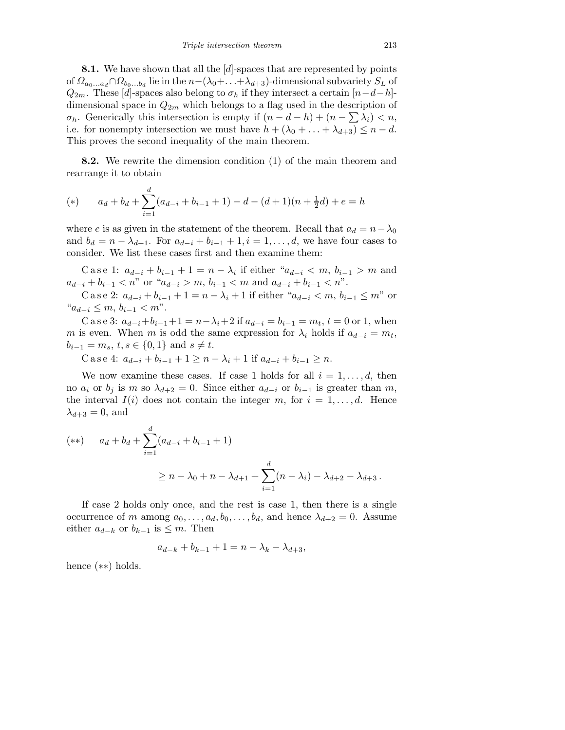**8.1.** We have shown that all the $[d]$-spaces that are represented by points of $\Omega_{a_0\ldots a_d}\cap\Omega_{b_0\ldots b_d}$ lie in the $n-(\lambda_0+\ldots+\lambda_{d+3})$-dimensional subvariety $S_L$ of $Q_{2m}$. These $[d]$-spaces also belong to $\sigma_h$ if they intersect a certain $[n-d-h]$-dimensional space in $Q_{2m}$ which belongs to a flag used in the description of $\sigma_h$. Generically this intersection is empty if $(n-d-h)+(n-\sum\lambda_i)<n$, i.e. for nonempty intersection we must have $h+(\lambda_0+\ldots+\lambda_{d+3})\le n-d$. This proves the second inequality of the main theorem.

**8.2.** We rewrite the dimension condition (1) of the main theorem and rearrange it to obtain

$$(*)\qquad a_d+b_d+\sum_{i=1}^{d}(a_{d-i}+b_{i-1}+1)-d-(d+1)(n+\tfrac{1}{2}d)+e=h$$

where $e$ is as given in the statement of the theorem. Recall that $a_d=n-\lambda_0$ and $b_d=n-\lambda_{d+1}$. For $a_{d-i}+b_{i-1}+1, i=1,\ldots,d$, we have four cases to consider. We list these cases first and then examine them:

Case 1: $a_{d-i}+b_{i-1}+1=n-\lambda_i$ if either "$a_{d-i}<m$, $b_{i-1}>m$ and $a_{d-i}+b_{i-1}<n$" or "$a_{d-i}>m$, $b_{i-1}<m$ and $a_{d-i}+b_{i-1}<n$".

Case 2: $a_{d-i}+b_{i-1}+1=n-\lambda_i+1$ if either "$a_{d-i}<m$, $b_{i-1}\le m$" or "$a_{d-i}\le m$, $b_{i-1}<m$".

Case 3: $a_{d-i}+b_{i-1}+1=n-\lambda_i+2$ if $a_{d-i}=b_{i-1}=m_t$, $t=0$ or $1$, when $m$ is even. When $m$ is odd the same expression for $\lambda_i$ holds if $a_{d-i}=m_t$, $b_{i-1}=m_s$, $t,s\in\{0,1\}$ and $s\ne t$.

Case 4: $a_{d-i}+b_{i-1}+1\ge n-\lambda_i+1$ if $a_{d-i}+b_{i-1}\ge n$.

We now examine these cases. If case 1 holds for all $i=1,\ldots,d$, then no $a_i$ or $b_j$ is $m$ so $\lambda_{d+2}=0$. Since either $a_{d-i}$ or $b_{i-1}$ is greater than $m$, the interval $I(i)$ does not contain the integer $m$, for $i=1,\ldots,d$. Hence $\lambda_{d+3}=0$, and

$$(**)\qquad a_d+b_d+\sum_{i=1}^{d}(a_{d-i}+b_{i-1}+1)$$
$$\ge n-\lambda_0+n-\lambda_{d+1}+\sum_{i=1}^{d}(n-\lambda_i)-\lambda_{d+2}-\lambda_{d+3}\,.$$

If case 2 holds only once, and the rest is case 1, then there is a single occurrence of $m$ among $a_0,\ldots,a_d,b_0,\ldots,b_d$, and hence $\lambda_{d+2}=0$. Assume either $a_{d-k}$ or $b_{k-1}$ is $\le m$. Then

$$a_{d-k}+b_{k-1}+1=n-\lambda_k-\lambda_{d+3},$$

hence $(**)$ holds.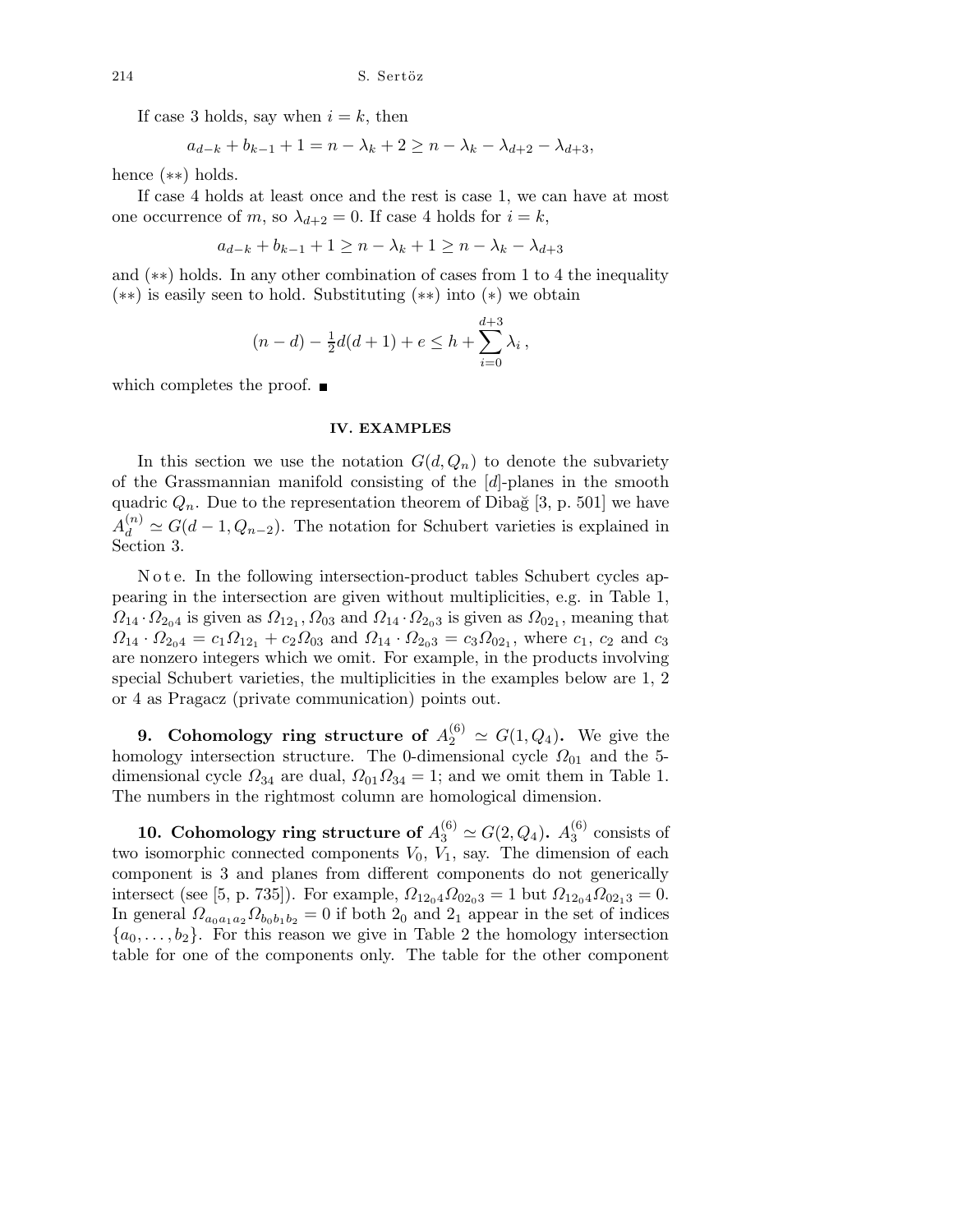If case 3 holds, say when $i = k$, then

$$a_{d-k} + b_{k-1} + 1 = n - \lambda_k + 2 \geq n - \lambda_k - \lambda_{d+2} - \lambda_{d+3},$$

hence $(**)$ holds.

If case 4 holds at least once and the rest is case 1, we can have at most one occurrence of $m$, so $\lambda_{d+2} = 0$. If case 4 holds for $i = k$,

$$a_{d-k} + b_{k-1} + 1 \geq n - \lambda_k + 1 \geq n - \lambda_k - \lambda_{d+3}$$

and $(**)$ holds. In any other combination of cases from 1 to 4 the inequality $(**)$ is easily seen to hold. Substituting $(**)$ into $(*)$ we obtain

$$(n-d) - \tfrac{1}{2}d(d+1) + e \leq h + \sum_{i=0}^{d+3} \lambda_i\,,$$

which completes the proof. ∎

## IV. EXAMPLES

In this section we use the notation $G(d, Q_n)$ to denote the subvariety of the Grassmannian manifold consisting of the $[d]$-planes in the smooth quadric $Q_n$. Due to the representation theorem of Dibağ [3, p. 501] we have $A_d^{(n)} \simeq G(d-1, Q_{n-2})$. The notation for Schubert varieties is explained in Section 3.

Note. In the following intersection-product tables Schubert cycles appearing in the intersection are given without multiplicities, e.g. in Table 1, $\Omega_{14} \cdot \Omega_{2_0 4}$ is given as $\Omega_{12_1}, \Omega_{03}$ and $\Omega_{14} \cdot \Omega_{2_0 3}$ is given as $\Omega_{02_1}$, meaning that $\Omega_{14} \cdot \Omega_{2_0 4} = c_1 \Omega_{12_1} + c_2 \Omega_{03}$ and $\Omega_{14} \cdot \Omega_{2_0 3} = c_3 \Omega_{02_1}$, where $c_1$, $c_2$ and $c_3$ are nonzero integers which we omit. For example, in the products involving special Schubert varieties, the multiplicities in the examples below are 1, 2 or 4 as Pragacz (private communication) points out.

**9. Cohomology ring structure of $A_2^{(6)} \simeq G(1, Q_4)$.** We give the homology intersection structure. The 0-dimensional cycle $\Omega_{01}$ and the 5-dimensional cycle $\Omega_{34}$ are dual, $\Omega_{01}\Omega_{34} = 1$; and we omit them in Table 1. The numbers in the rightmost column are homological dimension.

**10. Cohomology ring structure of $A_3^{(6)} \simeq G(2, Q_4)$.** $A_3^{(6)}$ consists of two isomorphic connected components $V_0$, $V_1$, say. The dimension of each component is 3 and planes from different components do not generically intersect (see [5, p. 735]). For example, $\Omega_{12_0 4}\Omega_{02_0 3} = 1$ but $\Omega_{12_0 4}\Omega_{02_1 3} = 0$. In general $\Omega_{a_0 a_1 a_2}\Omega_{b_0 b_1 b_2} = 0$ if both $2_0$ and $2_1$ appear in the set of indices $\{a_0, \ldots, b_2\}$. For this reason we give in Table 2 the homology intersection table for one of the components only. The table for the other component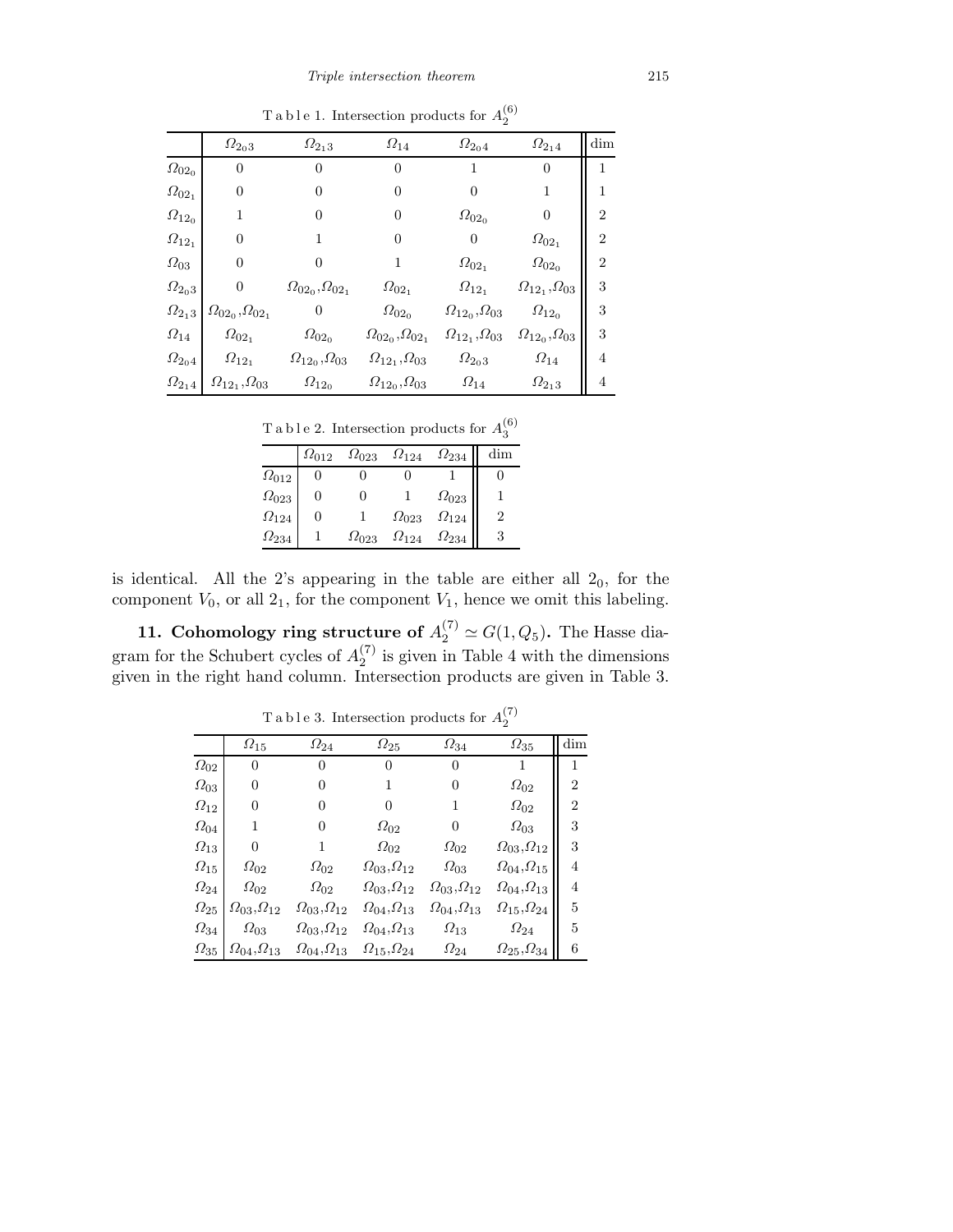Table 1. Intersection products for $A_2^{(6)}$

| | $\Omega_{2_03}$ | $\Omega_{2_13}$ | $\Omega_{14}$ | $\Omega_{2_04}$ | $\Omega_{2_14}$ | dim |
|---|---|---|---|---|---|---|
| $\Omega_{02_0}$ | 0 | 0 | 0 | 1 | 0 | 1 |
| $\Omega_{02_1}$ | 0 | 0 | 0 | 0 | 1 | 1 |
| $\Omega_{12_0}$ | 1 | 0 | 0 | $\Omega_{02_0}$ | 0 | 2 |
| $\Omega_{12_1}$ | 0 | 1 | 0 | 0 | $\Omega_{02_1}$ | 2 |
| $\Omega_{03}$ | 0 | 0 | 1 | $\Omega_{02_1}$ | $\Omega_{02_0}$ | 2 |
| $\Omega_{2_03}$ | 0 | $\Omega_{02_0},\Omega_{02_1}$ | $\Omega_{02_1}$ | $\Omega_{12_1}$ | $\Omega_{12_1},\Omega_{03}$ | 3 |
| $\Omega_{2_13}$ | $\Omega_{02_0},\Omega_{02_1}$ | 0 | $\Omega_{02_0}$ | $\Omega_{12_0},\Omega_{03}$ | $\Omega_{12_0}$ | 3 |
| $\Omega_{14}$ | $\Omega_{02_1}$ | $\Omega_{02_0}$ | $\Omega_{02_0},\Omega_{02_1}$ | $\Omega_{12_1},\Omega_{03}$ | $\Omega_{12_0},\Omega_{03}$ | 3 |
| $\Omega_{2_04}$ | $\Omega_{12_1}$ | $\Omega_{12_0},\Omega_{03}$ | $\Omega_{12_1},\Omega_{03}$ | $\Omega_{2_03}$ | $\Omega_{14}$ | 4 |
| $\Omega_{2_14}$ | $\Omega_{12_1},\Omega_{03}$ | $\Omega_{12_0}$ | $\Omega_{12_0},\Omega_{03}$ | $\Omega_{14}$ | $\Omega_{2_13}$ | 4 |

Table 2. Intersection products for $A_3^{(6)}$

| | $\Omega_{012}$ | $\Omega_{023}$ | $\Omega_{124}$ | $\Omega_{234}$ | dim |
|---|---|---|---|---|---|
| $\Omega_{012}$ | 0 | 0 | 0 | 1 | 0 |
| $\Omega_{023}$ | 0 | 0 | 1 | $\Omega_{023}$ | 1 |
| $\Omega_{124}$ | 0 | 1 | $\Omega_{023}$ | $\Omega_{124}$ | 2 |
| $\Omega_{234}$ | 1 | $\Omega_{023}$ | $\Omega_{124}$ | $\Omega_{234}$ | 3 |

is identical. All the 2's appearing in the table are either all $2_0$, for the component $V_0$, or all $2_1$, for the component $V_1$, hence we omit this labeling.

**11. Cohomology ring structure of $A_2^{(7)} \simeq G(1, Q_5)$.** The Hasse diagram for the Schubert cycles of $A_2^{(7)}$ is given in Table 4 with the dimensions given in the right hand column. Intersection products are given in Table 3.

Table 3. Intersection products for $A_2^{(7)}$

| | $\Omega_{15}$ | $\Omega_{24}$ | $\Omega_{25}$ | $\Omega_{34}$ | $\Omega_{35}$ | dim |
|---|---|---|---|---|---|---|
| $\Omega_{02}$ | 0 | 0 | 0 | 0 | 1 | 1 |
| $\Omega_{03}$ | 0 | 0 | 1 | 0 | $\Omega_{02}$ | 2 |
| $\Omega_{12}$ | 0 | 0 | 0 | 1 | $\Omega_{02}$ | 2 |
| $\Omega_{04}$ | 1 | 0 | $\Omega_{02}$ | 0 | $\Omega_{03}$ | 3 |
| $\Omega_{13}$ | 0 | 1 | $\Omega_{02}$ | $\Omega_{02}$ | $\Omega_{03},\Omega_{12}$ | 3 |
| $\Omega_{15}$ | $\Omega_{02}$ | $\Omega_{02}$ | $\Omega_{03},\Omega_{12}$ | $\Omega_{03}$ | $\Omega_{04},\Omega_{15}$ | 4 |
| $\Omega_{24}$ | $\Omega_{02}$ | $\Omega_{02}$ | $\Omega_{03},\Omega_{12}$ | $\Omega_{03},\Omega_{12}$ | $\Omega_{04},\Omega_{13}$ | 4 |
| $\Omega_{25}$ | $\Omega_{03},\Omega_{12}$ | $\Omega_{03},\Omega_{12}$ | $\Omega_{04},\Omega_{13}$ | $\Omega_{04},\Omega_{13}$ | $\Omega_{15},\Omega_{24}$ | 5 |
| $\Omega_{34}$ | $\Omega_{03}$ | $\Omega_{03},\Omega_{12}$ | $\Omega_{04},\Omega_{13}$ | $\Omega_{13}$ | $\Omega_{24}$ | 5 |
| $\Omega_{35}$ | $\Omega_{04},\Omega_{13}$ | $\Omega_{04},\Omega_{13}$ | $\Omega_{15},\Omega_{24}$ | $\Omega_{24}$ | $\Omega_{25},\Omega_{34}$ | 6 |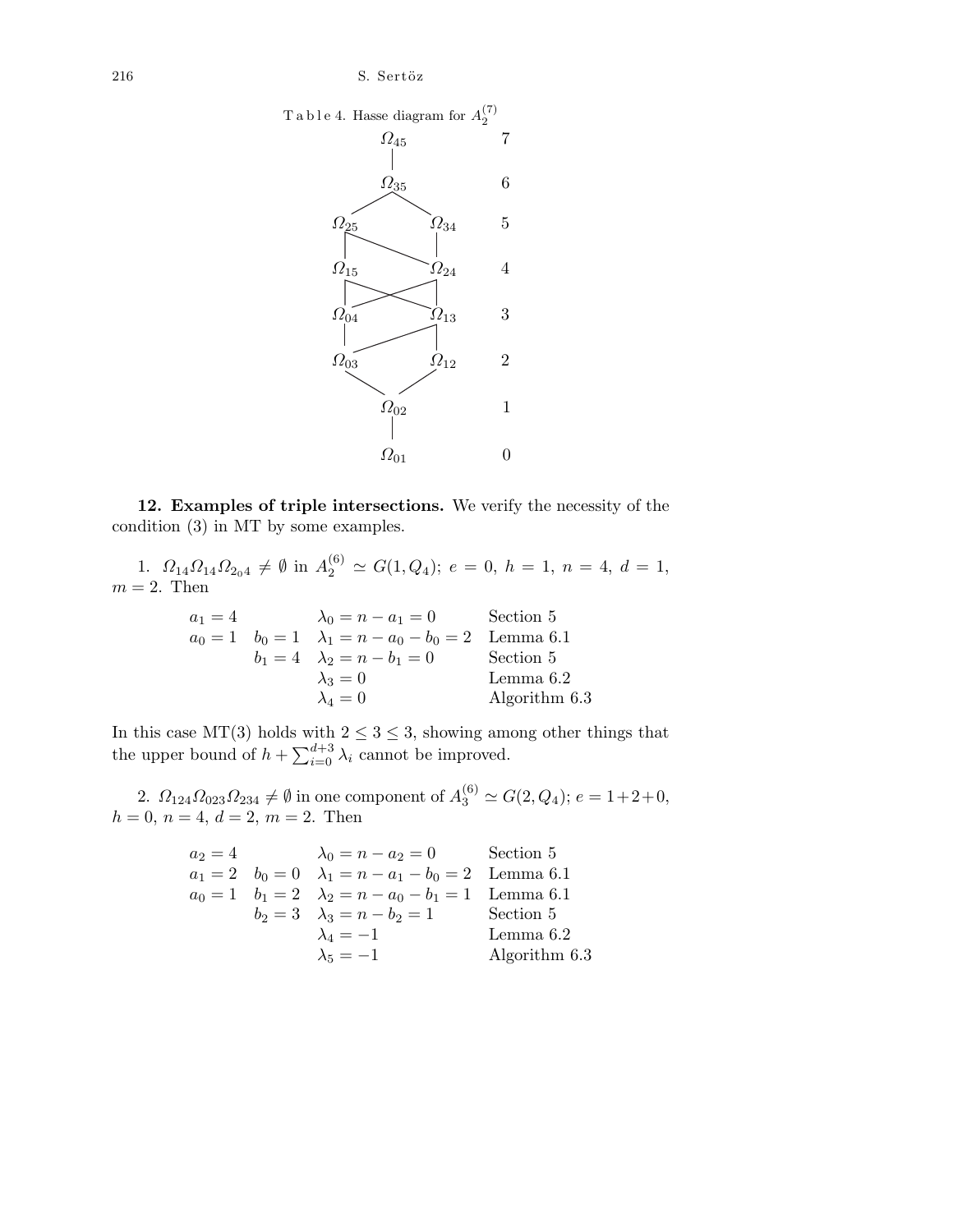Table 4. Hasse diagram for $A_2^{(7)}$

| | | |
|---|---|---|
| $\Omega_{45}$ | | 7 |
| $\Omega_{35}$ | | 6 |
| $\Omega_{25}$ | $\Omega_{34}$ | 5 |
| $\Omega_{15}$ | $\Omega_{24}$ | 4 |
| $\Omega_{04}$ | $\Omega_{13}$ | 3 |
| $\Omega_{03}$ | $\Omega_{12}$ | 2 |
| $\Omega_{02}$ | | 1 |
| $\Omega_{01}$ | | 0 |

**12. Examples of triple intersections.** We verify the necessity of the condition (3) in MT by some examples.

1. $\Omega_{14}\Omega_{14}\Omega_{2_04} \neq \emptyset$ in $A_2^{(6)} \simeq G(1, Q_4)$; $e = 0$, $h = 1$, $n = 4$, $d = 1$, $m = 2$. Then

| | | | |
|---|---|---|---|
| $a_1 = 4$ | | $\lambda_0 = n - a_1 = 0$ | Section 5 |
| $a_0 = 1$ | $b_0 = 1$ | $\lambda_1 = n - a_0 - b_0 = 2$ | Lemma 6.1 |
| | $b_1 = 4$ | $\lambda_2 = n - b_1 = 0$ | Section 5 |
| | | $\lambda_3 = 0$ | Lemma 6.2 |
| | | $\lambda_4 = 0$ | Algorithm 6.3 |

In this case MT(3) holds with $2 \le 3 \le 3$, showing among other things that the upper bound of $h + \sum_{i=0}^{d+3} \lambda_i$ cannot be improved.

2. $\Omega_{124}\Omega_{023}\Omega_{234} \neq \emptyset$ in one component of $A_3^{(6)} \simeq G(2, Q_4)$; $e = 1+2+0$, $h = 0$, $n = 4$, $d = 2$, $m = 2$. Then

| | | | |
|---|---|---|---|
| $a_2 = 4$ | | $\lambda_0 = n - a_2 = 0$ | Section 5 |
| $a_1 = 2$ | $b_0 = 0$ | $\lambda_1 = n - a_1 - b_0 = 2$ | Lemma 6.1 |
| $a_0 = 1$ | $b_1 = 2$ | $\lambda_2 = n - a_0 - b_1 = 1$ | Lemma 6.1 |
| | $b_2 = 3$ | $\lambda_3 = n - b_2 = 1$ | Section 5 |
| | | $\lambda_4 = -1$ | Lemma 6.2 |
| | | $\lambda_5 = -1$ | Algorithm 6.3 |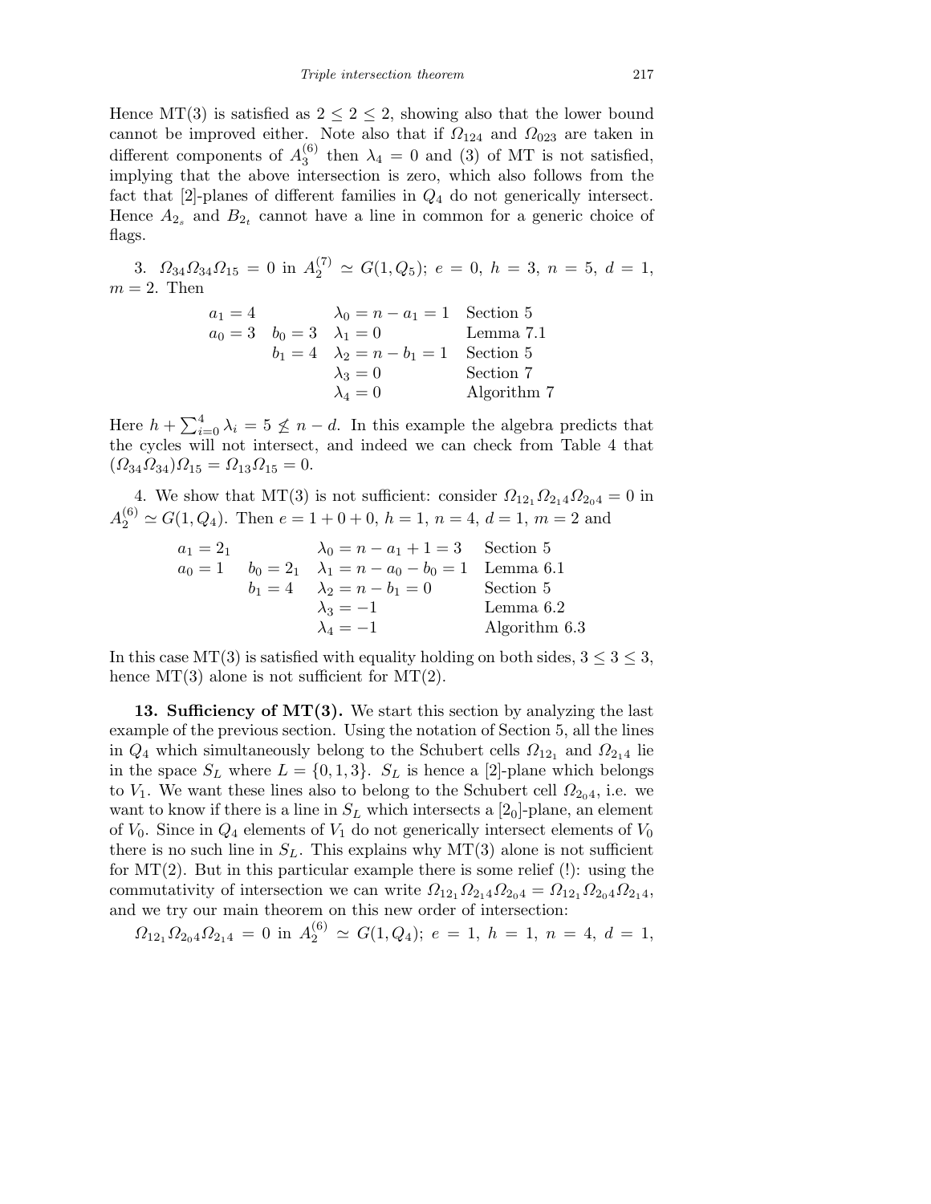Hence MT(3) is satisfied as $2 \le 2 \le 2$, showing also that the lower bound cannot be improved either. Note also that if $\Omega_{124}$ and $\Omega_{023}$ are taken in different components of $A_3^{(6)}$ then $\lambda_4 = 0$ and (3) of MT is not satisfied, implying that the above intersection is zero, which also follows from the fact that [2]-planes of different families in $Q_4$ do not generically intersect. Hence $A_{2_s}$ and $B_{2_t}$ cannot have a line in common for a generic choice of flags.

3. $\Omega_{34}\Omega_{34}\Omega_{15} = 0$ in $A_2^{(7)} \simeq G(1, Q_5)$; $e = 0$, $h = 3$, $n = 5$, $d = 1$, $m = 2$. Then

| | | | |
|---|---|---|---|
| $a_1 = 4$ | | $\lambda_0 = n - a_1 = 1$ | Section 5 |
| $a_0 = 3$ | $b_0 = 3$ | $\lambda_1 = 0$ | Lemma 7.1 |
| | $b_1 = 4$ | $\lambda_2 = n - b_1 = 1$ | Section 5 |
| | | $\lambda_3 = 0$ | Section 7 |
| | | $\lambda_4 = 0$ | Algorithm 7 |

Here $h + \sum_{i=0}^{4} \lambda_i = 5 \not\le n - d$. In this example the algebra predicts that the cycles will not intersect, and indeed we can check from Table 4 that $(\Omega_{34}\Omega_{34})\Omega_{15} = \Omega_{13}\Omega_{15} = 0$.

4. We show that MT(3) is not sufficient: consider $\Omega_{12_1}\Omega_{2_14}\Omega_{2_04} = 0$ in $A_2^{(6)} \simeq G(1, Q_4)$. Then $e = 1 + 0 + 0$, $h = 1$, $n = 4$, $d = 1$, $m = 2$ and

| | | | |
|---|---|---|---|
| $a_1 = 2_1$ | | $\lambda_0 = n - a_1 + 1 = 3$ | Section 5 |
| $a_0 = 1$ | $b_0 = 2_1$ | $\lambda_1 = n - a_0 - b_0 = 1$ | Lemma 6.1 |
| | $b_1 = 4$ | $\lambda_2 = n - b_1 = 0$ | Section 5 |
| | | $\lambda_3 = -1$ | Lemma 6.2 |
| | | $\lambda_4 = -1$ | Algorithm 6.3 |

In this case MT(3) is satisfied with equality holding on both sides, $3 \le 3 \le 3$, hence MT(3) alone is not sufficient for MT(2).

**13. Sufficiency of MT(3).** We start this section by analyzing the last example of the previous section. Using the notation of Section 5, all the lines in $Q_4$ which simultaneously belong to the Schubert cells $\Omega_{12_1}$ and $\Omega_{2_14}$ lie in the space $S_L$ where $L = \{0, 1, 3\}$. $S_L$ is hence a [2]-plane which belongs to $V_1$. We want these lines also to belong to the Schubert cell $\Omega_{2_04}$, i.e. we want to know if there is a line in $S_L$ which intersects a $[2_0]$-plane, an element of $V_0$. Since in $Q_4$ elements of $V_1$ do not generically intersect elements of $V_0$ there is no such line in $S_L$. This explains why MT(3) alone is not sufficient for MT(2). But in this particular example there is some relief (!): using the commutativity of intersection we can write $\Omega_{12_1}\Omega_{2_14}\Omega_{2_04} = \Omega_{12_1}\Omega_{2_04}\Omega_{2_14}$, and we try our main theorem on this new order of intersection:

$\Omega_{12_1}\Omega_{2_04}\Omega_{2_14} = 0$ in $A_2^{(6)} \simeq G(1, Q_4)$; $e = 1$, $h = 1$, $n = 4$, $d = 1$,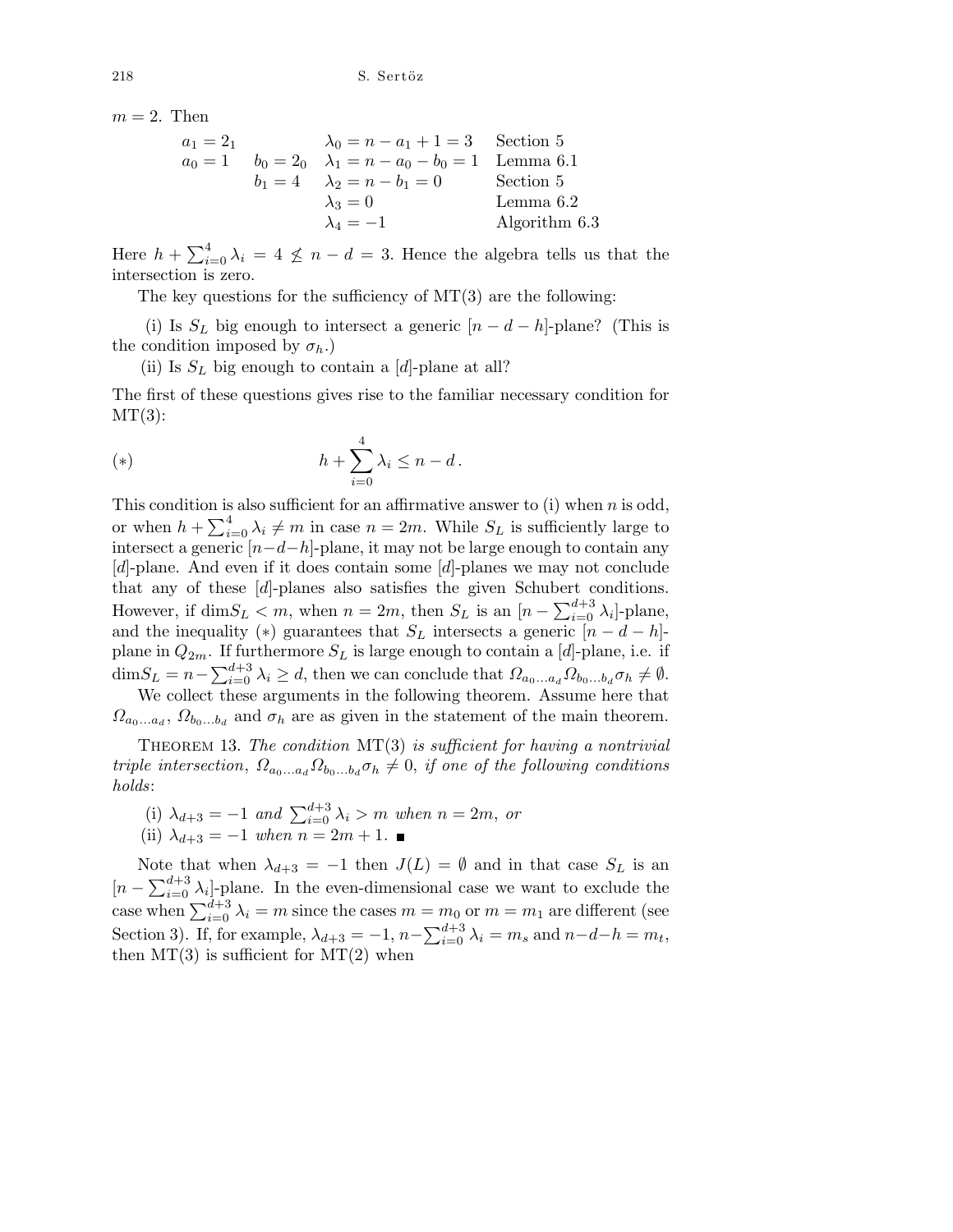$m = 2$. Then

$$
\begin{array}{llll}
a_1 = 2_1 & & \lambda_0 = n - a_1 + 1 = 3 & \text{Section 5} \\
a_0 = 1 & b_0 = 2_0 & \lambda_1 = n - a_0 - b_0 = 1 & \text{Lemma 6.1} \\
 & b_1 = 4 & \lambda_2 = n - b_1 = 0 & \text{Section 5} \\
 & & \lambda_3 = 0 & \text{Lemma 6.2} \\
 & & \lambda_4 = -1 & \text{Algorithm 6.3}
\end{array}
$$

Here $h + \sum_{i=0}^{4} \lambda_i = 4 \not\leq n - d = 3$. Hence the algebra tells us that the intersection is zero.

The key questions for the sufficiency of MT(3) are the following:

(i) Is $S_L$ big enough to intersect a generic $[n-d-h]$-plane? (This is the condition imposed by $\sigma_h$.)

(ii) Is $S_L$ big enough to contain a $[d]$-plane at all?

The first of these questions gives rise to the familiar necessary condition for MT(3):

$$
(*) \qquad h + \sum_{i=0}^{4} \lambda_i \leq n - d\,.
$$

This condition is also sufficient for an affirmative answer to (i) when $n$ is odd, or when $h + \sum_{i=0}^{4} \lambda_i \neq m$ in case $n = 2m$. While $S_L$ is sufficiently large to intersect a generic $[n-d-h]$-plane, it may not be large enough to contain any $[d]$-plane. And even if it does contain some $[d]$-planes we may not conclude that any of these $[d]$-planes also satisfies the given Schubert conditions. However, if $\dim S_L < m$, when $n = 2m$, then $S_L$ is an $[n - \sum_{i=0}^{d+3} \lambda_i]$-plane, and the inequality $(*)$ guarantees that $S_L$ intersects a generic $[n-d-h]$-plane in $Q_{2m}$. If furthermore $S_L$ is large enough to contain a $[d]$-plane, i.e. if $\dim S_L = n - \sum_{i=0}^{d+3} \lambda_i \geq d$, then we can conclude that $\Omega_{a_0 \ldots a_d} \Omega_{b_0 \ldots b_d} \sigma_h \neq \emptyset$.

We collect these arguments in the following theorem. Assume here that $\Omega_{a_0 \ldots a_d}$, $\Omega_{b_0 \ldots b_d}$ and $\sigma_h$ are as given in the statement of the main theorem.

THEOREM 13. *The condition* MT(3) *is sufficient for having a nontrivial triple intersection*, $\Omega_{a_0 \ldots a_d} \Omega_{b_0 \ldots b_d} \sigma_h \neq 0$, *if one of the following conditions holds*:

(i) $\lambda_{d+3} = -1$ *and* $\sum_{i=0}^{d+3} \lambda_i > m$ *when* $n = 2m$, *or*

(ii) $\lambda_{d+3} = -1$ *when* $n = 2m+1$. ∎

Note that when $\lambda_{d+3} = -1$ then $J(L) = \emptyset$ and in that case $S_L$ is an $[n - \sum_{i=0}^{d+3} \lambda_i]$-plane. In the even-dimensional case we want to exclude the case when $\sum_{i=0}^{d+3} \lambda_i = m$ since the cases $m = m_0$ or $m = m_1$ are different (see Section 3). If, for example, $\lambda_{d+3} = -1$, $n - \sum_{i=0}^{d+3} \lambda_i = m_s$ and $n-d-h = m_t$, then MT(3) is sufficient for MT(2) when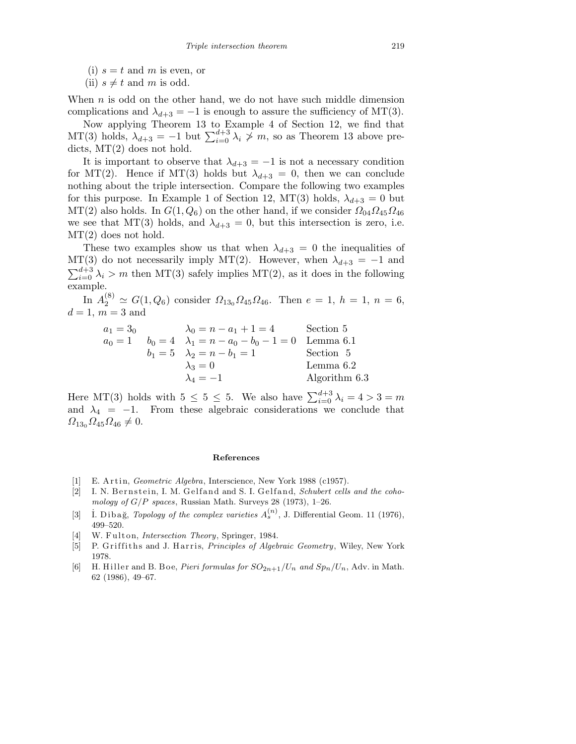(i) $s = t$ and $m$ is even, or

(ii) $s \neq t$ and $m$ is odd.

When $n$ is odd on the other hand, we do not have such middle dimension complications and $\lambda_{d+3} = -1$ is enough to assure the sufficiency of MT(3).

Now applying Theorem 13 to Example 4 of Section 12, we find that MT(3) holds, $\lambda_{d+3} = -1$ but $\sum_{i=0}^{d+3} \lambda_i \not> m$, so as Theorem 13 above predicts, MT(2) does not hold.

It is important to observe that $\lambda_{d+3} = -1$ is not a necessary condition for MT(2). Hence if MT(3) holds but $\lambda_{d+3} = 0$, then we can conclude nothing about the triple intersection. Compare the following two examples for this purpose. In Example 1 of Section 12, MT(3) holds, $\lambda_{d+3} = 0$ but MT(2) also holds. In $G(1, Q_6)$ on the other hand, if we consider $\Omega_{04}\Omega_{45}\Omega_{46}$ we see that MT(3) holds, and $\lambda_{d+3} = 0$, but this intersection is zero, i.e. MT(2) does not hold.

These two examples show us that when $\lambda_{d+3} = 0$ the inequalities of MT(3) do not necessarily imply MT(2). However, when $\lambda_{d+3} = -1$ and $\sum_{i=0}^{d+3} \lambda_i > m$ then MT(3) safely implies MT(2), as it does in the following example.

In $A_2^{(8)} \simeq G(1, Q_6)$ consider $\Omega_{13_0}\Omega_{45}\Omega_{46}$. Then $e = 1$, $h = 1$, $n = 6$, $d = 1$, $m = 3$ and

| | | | |
|---|---|---|---|
| $a_1 = 3_0$ | | $\lambda_0 = n - a_1 + 1 = 4$ | Section 5 |
| $a_0 = 1$ | $b_0 = 4$ | $\lambda_1 = n - a_0 - b_0 - 1 = 0$ | Lemma 6.1 |
| | $b_1 = 5$ | $\lambda_2 = n - b_1 = 1$ | Section 5 |
| | | $\lambda_3 = 0$ | Lemma 6.2 |
| | | $\lambda_4 = -1$ | Algorithm 6.3 |

Here MT(3) holds with $5 \leq 5 \leq 5$. We also have $\sum_{i=0}^{d+3} \lambda_i = 4 > 3 = m$ and $\lambda_4 = -1$. From these algebraic considerations we conclude that $\Omega_{13_0}\Omega_{45}\Omega_{46} \neq 0$.

## References

[1] E. Artin, *Geometric Algebra*, Interscience, New York 1988 (c1957).

[2] I. N. Bernstein, I. M. Gelfand and S. I. Gelfand, *Schubert cells and the cohomology of $G/P$ spaces*, Russian Math. Surveys 28 (1973), 1–26.

[3] İ. Dibağ, *Topology of the complex varieties $A_s^{(n)}$*, J. Differential Geom. 11 (1976), 499–520.

[4] W. Fulton, *Intersection Theory*, Springer, 1984.

[5] P. Griffiths and J. Harris, *Principles of Algebraic Geometry*, Wiley, New York 1978.

[6] H. Hiller and B. Boe, *Pieri formulas for $SO_{2n+1}/U_n$ and $Sp_n/U_n$*, Adv. in Math. 62 (1986), 49–67.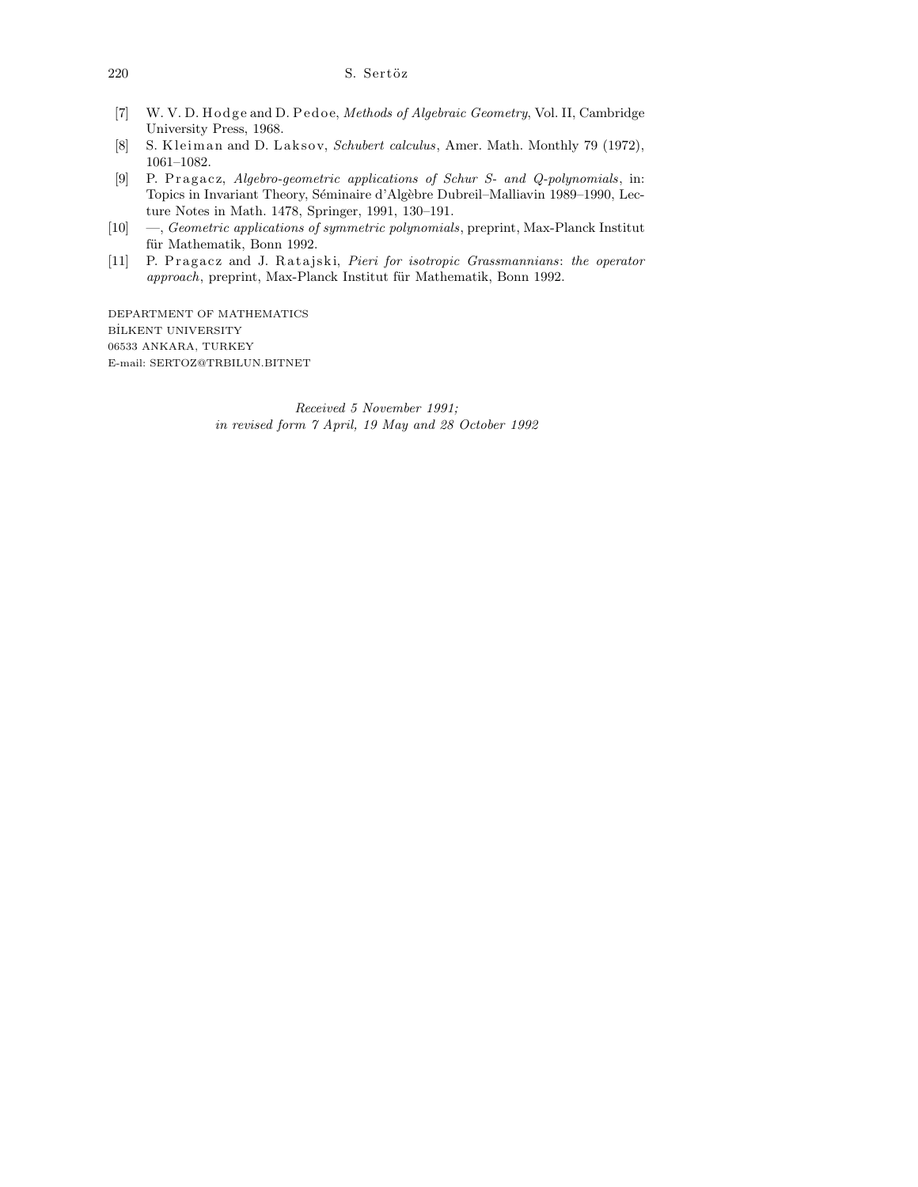[7] W. V. D. Hodge and D. Pedoe, *Methods of Algebraic Geometry*, Vol. II, Cambridge University Press, 1968.

[8] S. Kleiman and D. Laksov, *Schubert calculus*, Amer. Math. Monthly 79 (1972), 1061–1082.

[9] P. Pragacz, *Algebro-geometric applications of Schur S- and Q-polynomials*, in: Topics in Invariant Theory, Séminaire d'Algèbre Dubreil–Malliavin 1989–1990, Lecture Notes in Math. 1478, Springer, 1991, 130–191.

[10] —, *Geometric applications of symmetric polynomials*, preprint, Max-Planck Institut für Mathematik, Bonn 1992.

[11] P. Pragacz and J. Ratajski, *Pieri for isotropic Grassmannians*: *the operator approach*, preprint, Max-Planck Institut für Mathematik, Bonn 1992.

DEPARTMENT OF MATHEMATICS
BİLKENT UNIVERSITY
06533 ANKARA, TURKEY
E-mail: SERTOZ@TRBILUN.BITNET

*Received 5 November 1991;*
*in revised form 7 April, 19 May and 28 October 1992*